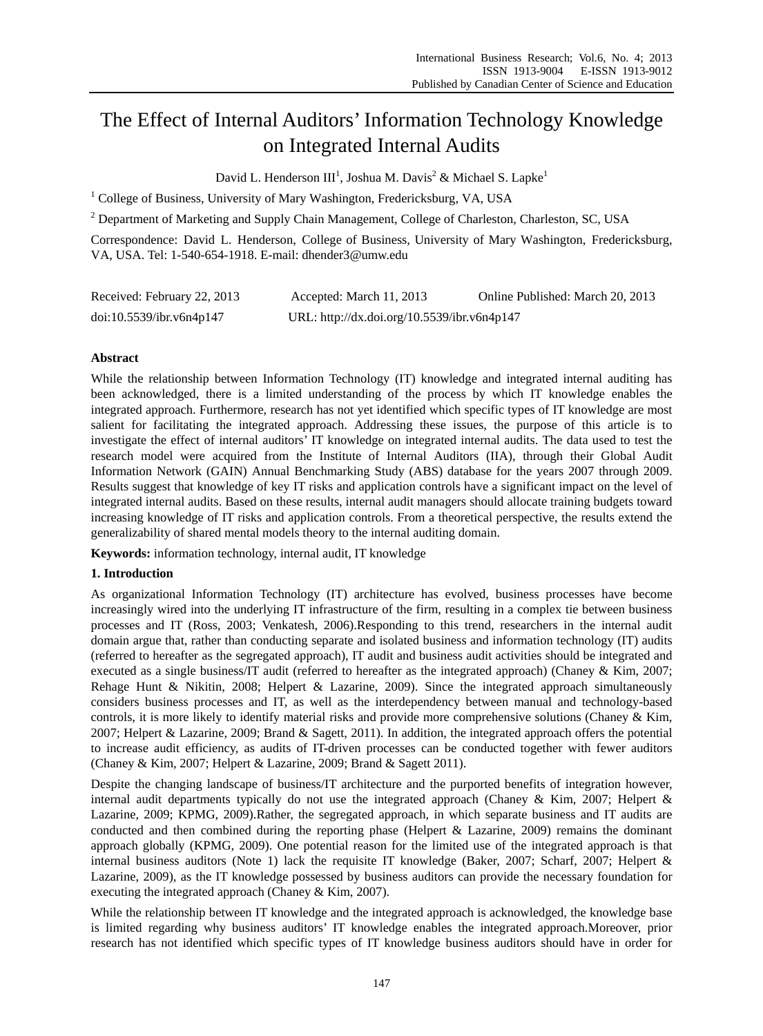# The Effect of Internal Auditors' Information Technology Knowledge on Integrated Internal Audits

David L. Henderson III[1], Joshua M. Davis[2] & Michael S. Lapke[1]

[1] College of Business, University of Mary Washington, Fredericksburg, VA, USA

[2] Department of Marketing and Supply Chain Management, College of Charleston, Charleston, SC, USA

Correspondence: David L. Henderson, College of Business, University of Mary Washington, Fredericksburg, VA, USA. Tel: 1-540-654-1918. E-mail: dhender3@umw.edu

Received: February 22, 2013 Accepted: March 11, 2013 Online Published: March 20, 2013

doi:10.5539/ibr.v6n4p147 URL: http://dx.doi.org/10.5539/ibr.v6n4p147

## Abstract

While the relationship between Information Technology (IT) knowledge and integrated internal auditing has been acknowledged, there is a limited understanding of the process by which IT knowledge enables the integrated approach. Furthermore, research has not yet identified which specific types of IT knowledge are most salient for facilitating the integrated approach. Addressing these issues, the purpose of this article is to investigate the effect of internal auditors' IT knowledge on integrated internal audits. The data used to test the research model were acquired from the Institute of Internal Auditors (IIA), through their Global Audit Information Network (GAIN) Annual Benchmarking Study (ABS) database for the years 2007 through 2009. Results suggest that knowledge of key IT risks and application controls have a significant impact on the level of integrated internal audits. Based on these results, internal audit managers should allocate training budgets toward increasing knowledge of IT risks and application controls. From a theoretical perspective, the results extend the generalizability of shared mental models theory to the internal auditing domain.

**Keywords:** information technology, internal audit, IT knowledge

## 1. Introduction

As organizational Information Technology (IT) architecture has evolved, business processes have become increasingly wired into the underlying IT infrastructure of the firm, resulting in a complex tie between business processes and IT (Ross, 2003; Venkatesh, 2006).Responding to this trend, researchers in the internal audit domain argue that, rather than conducting separate and isolated business and information technology (IT) audits (referred to hereafter as the segregated approach), IT audit and business audit activities should be integrated and executed as a single business/IT audit (referred to hereafter as the integrated approach) (Chaney & Kim, 2007; Rehage Hunt & Nikitin, 2008; Helpert & Lazarine, 2009). Since the integrated approach simultaneously considers business processes and IT, as well as the interdependency between manual and technology-based controls, it is more likely to identify material risks and provide more comprehensive solutions (Chaney & Kim, 2007; Helpert & Lazarine, 2009; Brand & Sagett, 2011). In addition, the integrated approach offers the potential to increase audit efficiency, as audits of IT-driven processes can be conducted together with fewer auditors (Chaney & Kim, 2007; Helpert & Lazarine, 2009; Brand & Sagett 2011).

Despite the changing landscape of business/IT architecture and the purported benefits of integration however, internal audit departments typically do not use the integrated approach (Chaney & Kim, 2007; Helpert & Lazarine, 2009; KPMG, 2009).Rather, the segregated approach, in which separate business and IT audits are conducted and then combined during the reporting phase (Helpert & Lazarine, 2009) remains the dominant approach globally (KPMG, 2009). One potential reason for the limited use of the integrated approach is that internal business auditors (Note 1) lack the requisite IT knowledge (Baker, 2007; Scharf, 2007; Helpert & Lazarine, 2009), as the IT knowledge possessed by business auditors can provide the necessary foundation for executing the integrated approach (Chaney & Kim, 2007).

While the relationship between IT knowledge and the integrated approach is acknowledged, the knowledge base is limited regarding why business auditors' IT knowledge enables the integrated approach.Moreover, prior research has not identified which specific types of IT knowledge business auditors should have in order for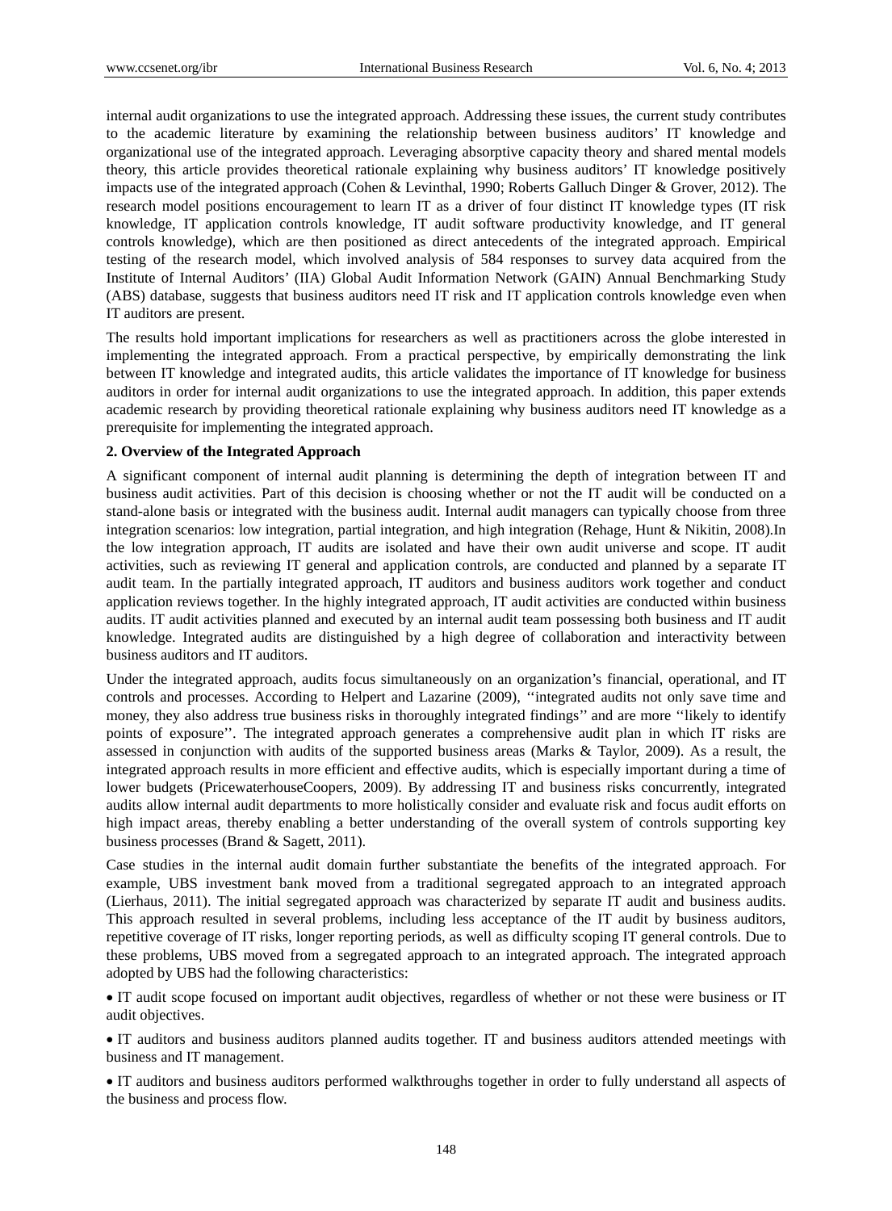internal audit organizations to use the integrated approach. Addressing these issues, the current study contributes to the academic literature by examining the relationship between business auditors' IT knowledge and organizational use of the integrated approach. Leveraging absorptive capacity theory and shared mental models theory, this article provides theoretical rationale explaining why business auditors' IT knowledge positively impacts use of the integrated approach (Cohen & Levinthal, 1990; Roberts Galluch Dinger & Grover, 2012). The research model positions encouragement to learn IT as a driver of four distinct IT knowledge types (IT risk knowledge, IT application controls knowledge, IT audit software productivity knowledge, and IT general controls knowledge), which are then positioned as direct antecedents of the integrated approach. Empirical testing of the research model, which involved analysis of 584 responses to survey data acquired from the Institute of Internal Auditors' (IIA) Global Audit Information Network (GAIN) Annual Benchmarking Study (ABS) database, suggests that business auditors need IT risk and IT application controls knowledge even when IT auditors are present.

The results hold important implications for researchers as well as practitioners across the globe interested in implementing the integrated approach. From a practical perspective, by empirically demonstrating the link between IT knowledge and integrated audits, this article validates the importance of IT knowledge for business auditors in order for internal audit organizations to use the integrated approach. In addition, this paper extends academic research by providing theoretical rationale explaining why business auditors need IT knowledge as a prerequisite for implementing the integrated approach.

## 2. Overview of the Integrated Approach

A significant component of internal audit planning is determining the depth of integration between IT and business audit activities. Part of this decision is choosing whether or not the IT audit will be conducted on a stand-alone basis or integrated with the business audit. Internal audit managers can typically choose from three integration scenarios: low integration, partial integration, and high integration (Rehage, Hunt & Nikitin, 2008).In the low integration approach, IT audits are isolated and have their own audit universe and scope. IT audit activities, such as reviewing IT general and application controls, are conducted and planned by a separate IT audit team. In the partially integrated approach, IT auditors and business auditors work together and conduct application reviews together. In the highly integrated approach, IT audit activities are conducted within business audits. IT audit activities planned and executed by an internal audit team possessing both business and IT audit knowledge. Integrated audits are distinguished by a high degree of collaboration and interactivity between business auditors and IT auditors.

Under the integrated approach, audits focus simultaneously on an organization's financial, operational, and IT controls and processes. According to Helpert and Lazarine (2009), ''integrated audits not only save time and money, they also address true business risks in thoroughly integrated findings'' and are more ''likely to identify points of exposure''. The integrated approach generates a comprehensive audit plan in which IT risks are assessed in conjunction with audits of the supported business areas (Marks & Taylor, 2009). As a result, the integrated approach results in more efficient and effective audits, which is especially important during a time of lower budgets (PricewaterhouseCoopers, 2009). By addressing IT and business risks concurrently, integrated audits allow internal audit departments to more holistically consider and evaluate risk and focus audit efforts on high impact areas, thereby enabling a better understanding of the overall system of controls supporting key business processes (Brand & Sagett, 2011).

Case studies in the internal audit domain further substantiate the benefits of the integrated approach. For example, UBS investment bank moved from a traditional segregated approach to an integrated approach (Lierhaus, 2011). The initial segregated approach was characterized by separate IT audit and business audits. This approach resulted in several problems, including less acceptance of the IT audit by business auditors, repetitive coverage of IT risks, longer reporting periods, as well as difficulty scoping IT general controls. Due to these problems, UBS moved from a segregated approach to an integrated approach. The integrated approach adopted by UBS had the following characteristics:

- IT audit scope focused on important audit objectives, regardless of whether or not these were business or IT audit objectives.
- IT auditors and business auditors planned audits together. IT and business auditors attended meetings with business and IT management.
- IT auditors and business auditors performed walkthroughs together in order to fully understand all aspects of the business and process flow.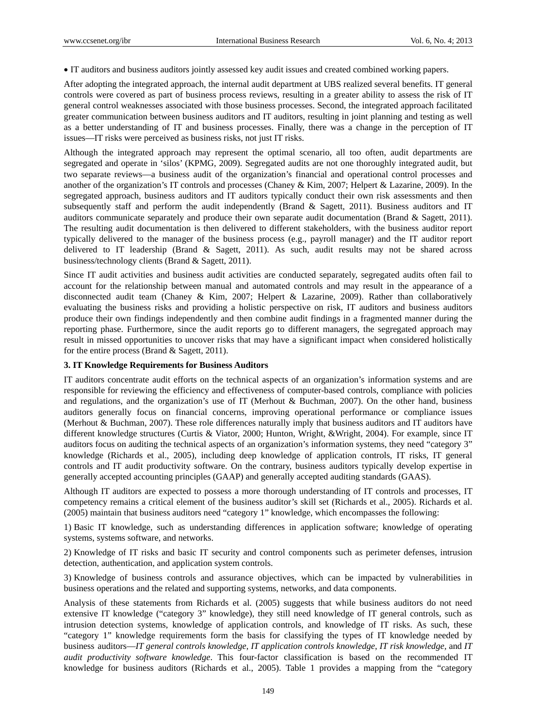- IT auditors and business auditors jointly assessed key audit issues and created combined working papers.

After adopting the integrated approach, the internal audit department at UBS realized several benefits. IT general controls were covered as part of business process reviews, resulting in a greater ability to assess the risk of IT general control weaknesses associated with those business processes. Second, the integrated approach facilitated greater communication between business auditors and IT auditors, resulting in joint planning and testing as well as a better understanding of IT and business processes. Finally, there was a change in the perception of IT issues—IT risks were perceived as business risks, not just IT risks.

Although the integrated approach may represent the optimal scenario, all too often, audit departments are segregated and operate in 'silos' (KPMG, 2009). Segregated audits are not one thoroughly integrated audit, but two separate reviews—a business audit of the organization's financial and operational control processes and another of the organization's IT controls and processes (Chaney & Kim, 2007; Helpert & Lazarine, 2009). In the segregated approach, business auditors and IT auditors typically conduct their own risk assessments and then subsequently staff and perform the audit independently (Brand & Sagett, 2011). Business auditors and IT auditors communicate separately and produce their own separate audit documentation (Brand & Sagett, 2011). The resulting audit documentation is then delivered to different stakeholders, with the business auditor report typically delivered to the manager of the business process (e.g., payroll manager) and the IT auditor report delivered to IT leadership (Brand & Sagett, 2011). As such, audit results may not be shared across business/technology clients (Brand & Sagett, 2011).

Since IT audit activities and business audit activities are conducted separately, segregated audits often fail to account for the relationship between manual and automated controls and may result in the appearance of a disconnected audit team (Chaney & Kim, 2007; Helpert & Lazarine, 2009). Rather than collaboratively evaluating the business risks and providing a holistic perspective on risk, IT auditors and business auditors produce their own findings independently and then combine audit findings in a fragmented manner during the reporting phase. Furthermore, since the audit reports go to different managers, the segregated approach may result in missed opportunities to uncover risks that may have a significant impact when considered holistically for the entire process (Brand & Sagett, 2011).

### 3. IT Knowledge Requirements for Business Auditors

IT auditors concentrate audit efforts on the technical aspects of an organization's information systems and are responsible for reviewing the efficiency and effectiveness of computer-based controls, compliance with policies and regulations, and the organization's use of IT (Merhout & Buchman, 2007). On the other hand, business auditors generally focus on financial concerns, improving operational performance or compliance issues (Merhout & Buchman, 2007). These role differences naturally imply that business auditors and IT auditors have different knowledge structures (Curtis & Viator, 2000; Hunton, Wright, &Wright, 2004). For example, since IT auditors focus on auditing the technical aspects of an organization's information systems, they need "category 3" knowledge (Richards et al., 2005), including deep knowledge of application controls, IT risks, IT general controls and IT audit productivity software. On the contrary, business auditors typically develop expertise in generally accepted accounting principles (GAAP) and generally accepted auditing standards (GAAS).

Although IT auditors are expected to possess a more thorough understanding of IT controls and processes, IT competency remains a critical element of the business auditor's skill set (Richards et al., 2005). Richards et al. (2005) maintain that business auditors need "category 1" knowledge, which encompasses the following:

1) Basic IT knowledge, such as understanding differences in application software; knowledge of operating systems, systems software, and networks.

2) Knowledge of IT risks and basic IT security and control components such as perimeter defenses, intrusion detection, authentication, and application system controls.

3) Knowledge of business controls and assurance objectives, which can be impacted by vulnerabilities in business operations and the related and supporting systems, networks, and data components.

Analysis of these statements from Richards et al. (2005) suggests that while business auditors do not need extensive IT knowledge ("category 3" knowledge), they still need knowledge of IT general controls, such as intrusion detection systems, knowledge of application controls, and knowledge of IT risks. As such, these "category 1" knowledge requirements form the basis for classifying the types of IT knowledge needed by business auditors—*IT general controls knowledge*, *IT application controls knowledge*, *IT risk knowledge,* and *IT audit productivity software knowledge*. This four-factor classification is based on the recommended IT knowledge for business auditors (Richards et al., 2005). Table 1 provides a mapping from the "category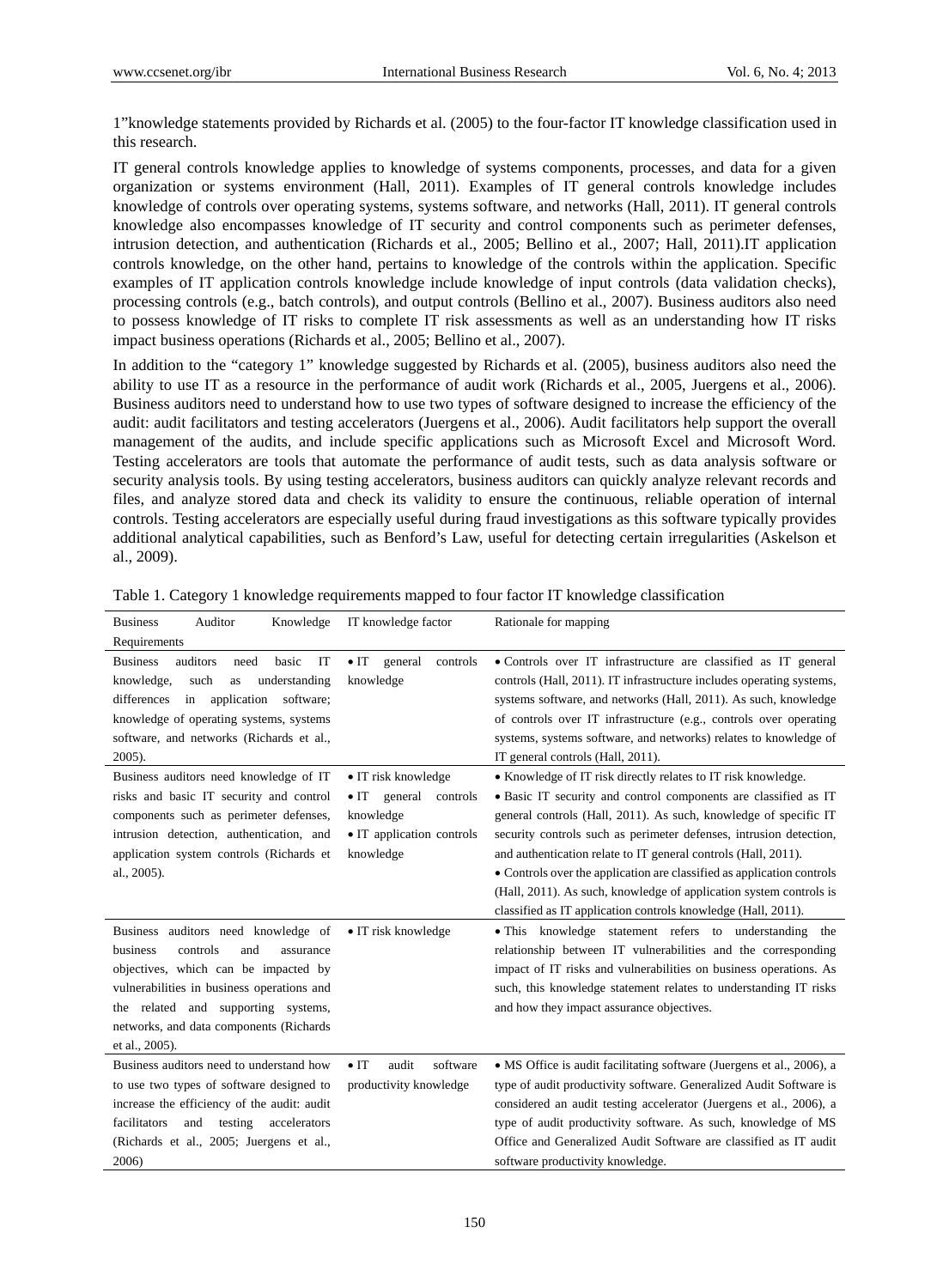1"knowledge statements provided by Richards et al. (2005) to the four-factor IT knowledge classification used in this research.

IT general controls knowledge applies to knowledge of systems components, processes, and data for a given organization or systems environment (Hall, 2011). Examples of IT general controls knowledge includes knowledge of controls over operating systems, systems software, and networks (Hall, 2011). IT general controls knowledge also encompasses knowledge of IT security and control components such as perimeter defenses, intrusion detection, and authentication (Richards et al., 2005; Bellino et al., 2007; Hall, 2011).IT application controls knowledge, on the other hand, pertains to knowledge of the controls within the application. Specific examples of IT application controls knowledge include knowledge of input controls (data validation checks), processing controls (e.g., batch controls), and output controls (Bellino et al., 2007). Business auditors also need to possess knowledge of IT risks to complete IT risk assessments as well as an understanding how IT risks impact business operations (Richards et al., 2005; Bellino et al., 2007).

In addition to the "category 1" knowledge suggested by Richards et al. (2005), business auditors also need the ability to use IT as a resource in the performance of audit work (Richards et al., 2005, Juergens et al., 2006). Business auditors need to understand how to use two types of software designed to increase the efficiency of the audit: audit facilitators and testing accelerators (Juergens et al., 2006). Audit facilitators help support the overall management of the audits, and include specific applications such as Microsoft Excel and Microsoft Word. Testing accelerators are tools that automate the performance of audit tests, such as data analysis software or security analysis tools. By using testing accelerators, business auditors can quickly analyze relevant records and files, and analyze stored data and check its validity to ensure the continuous, reliable operation of internal controls. Testing accelerators are especially useful during fraud investigations as this software typically provides additional analytical capabilities, such as Benford's Law, useful for detecting certain irregularities (Askelson et al., 2009).

Table 1. Category 1 knowledge requirements mapped to four factor IT knowledge classification

| Business Auditor Knowledge Requirements | IT knowledge factor | Rationale for mapping |
|---|---|---|
| Business auditors need basic IT knowledge, such as understanding differences in application software; knowledge of operating systems, systems software, and networks (Richards et al., 2005). | • IT general controls knowledge | • Controls over IT infrastructure are classified as IT general controls (Hall, 2011). IT infrastructure includes operating systems, systems software, and networks (Hall, 2011). As such, knowledge of controls over IT infrastructure (e.g., controls over operating systems, systems software, and networks) relates to knowledge of IT general controls (Hall, 2011). |
| Business auditors need knowledge of IT risks and basic IT security and control components such as perimeter defenses, intrusion detection, authentication, and application system controls (Richards et al., 2005). | • IT risk knowledge<br>• IT general controls knowledge<br>• IT application controls knowledge | • Knowledge of IT risk directly relates to IT risk knowledge.<br>• Basic IT security and control components are classified as IT general controls (Hall, 2011). As such, knowledge of specific IT security controls such as perimeter defenses, intrusion detection, and authentication relate to IT general controls (Hall, 2011).<br>• Controls over the application are classified as application controls (Hall, 2011). As such, knowledge of application system controls is classified as IT application controls knowledge (Hall, 2011). |
| Business auditors need knowledge of business controls and assurance objectives, which can be impacted by vulnerabilities in business operations and the related and supporting systems, networks, and data components (Richards et al., 2005). | • IT risk knowledge | • This knowledge statement refers to understanding the relationship between IT vulnerabilities and the corresponding impact of IT risks and vulnerabilities on business operations. As such, this knowledge statement relates to understanding IT risks and how they impact assurance objectives. |
| Business auditors need to understand how to use two types of software designed to increase the efficiency of the audit: audit facilitators and testing accelerators (Richards et al., 2005; Juergens et al., 2006) | • IT audit software productivity knowledge | • MS Office is audit facilitating software (Juergens et al., 2006), a type of audit productivity software. Generalized Audit Software is considered an audit testing accelerator (Juergens et al., 2006), a type of audit productivity software. As such, knowledge of MS Office and Generalized Audit Software are classified as IT audit software productivity knowledge. |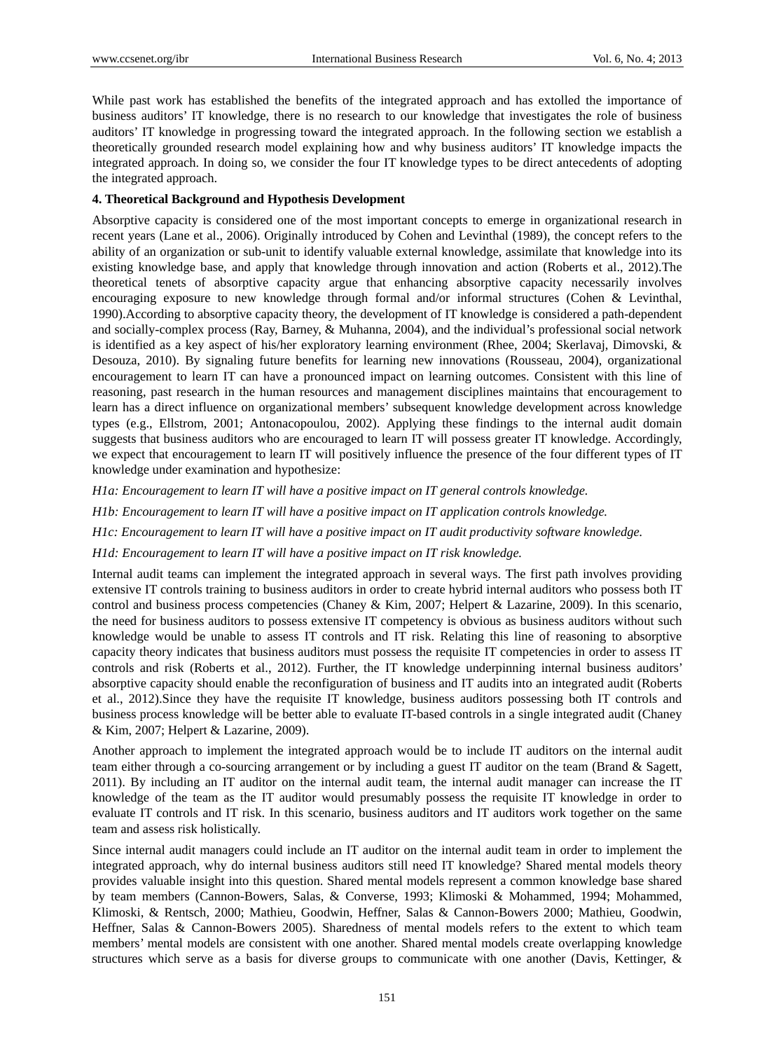While past work has established the benefits of the integrated approach and has extolled the importance of business auditors' IT knowledge, there is no research to our knowledge that investigates the role of business auditors' IT knowledge in progressing toward the integrated approach. In the following section we establish a theoretically grounded research model explaining how and why business auditors' IT knowledge impacts the integrated approach. In doing so, we consider the four IT knowledge types to be direct antecedents of adopting the integrated approach.

## 4. Theoretical Background and Hypothesis Development

Absorptive capacity is considered one of the most important concepts to emerge in organizational research in recent years (Lane et al., 2006). Originally introduced by Cohen and Levinthal (1989), the concept refers to the ability of an organization or sub-unit to identify valuable external knowledge, assimilate that knowledge into its existing knowledge base, and apply that knowledge through innovation and action (Roberts et al., 2012).The theoretical tenets of absorptive capacity argue that enhancing absorptive capacity necessarily involves encouraging exposure to new knowledge through formal and/or informal structures (Cohen & Levinthal, 1990).According to absorptive capacity theory, the development of IT knowledge is considered a path-dependent and socially-complex process (Ray, Barney, & Muhanna, 2004), and the individual's professional social network is identified as a key aspect of his/her exploratory learning environment (Rhee, 2004; Skerlavaj, Dimovski, & Desouza, 2010). By signaling future benefits for learning new innovations (Rousseau, 2004), organizational encouragement to learn IT can have a pronounced impact on learning outcomes. Consistent with this line of reasoning, past research in the human resources and management disciplines maintains that encouragement to learn has a direct influence on organizational members' subsequent knowledge development across knowledge types (e.g., Ellstrom, 2001; Antonacopoulou, 2002). Applying these findings to the internal audit domain suggests that business auditors who are encouraged to learn IT will possess greater IT knowledge. Accordingly, we expect that encouragement to learn IT will positively influence the presence of the four different types of IT knowledge under examination and hypothesize:

*H1a: Encouragement to learn IT will have a positive impact on IT general controls knowledge.*

*H1b: Encouragement to learn IT will have a positive impact on IT application controls knowledge.*

*H1c: Encouragement to learn IT will have a positive impact on IT audit productivity software knowledge.*

*H1d: Encouragement to learn IT will have a positive impact on IT risk knowledge.*

Internal audit teams can implement the integrated approach in several ways. The first path involves providing extensive IT controls training to business auditors in order to create hybrid internal auditors who possess both IT control and business process competencies (Chaney & Kim, 2007; Helpert & Lazarine, 2009). In this scenario, the need for business auditors to possess extensive IT competency is obvious as business auditors without such knowledge would be unable to assess IT controls and IT risk. Relating this line of reasoning to absorptive capacity theory indicates that business auditors must possess the requisite IT competencies in order to assess IT controls and risk (Roberts et al., 2012). Further, the IT knowledge underpinning internal business auditors' absorptive capacity should enable the reconfiguration of business and IT audits into an integrated audit (Roberts et al., 2012).Since they have the requisite IT knowledge, business auditors possessing both IT controls and business process knowledge will be better able to evaluate IT-based controls in a single integrated audit (Chaney & Kim, 2007; Helpert & Lazarine, 2009).

Another approach to implement the integrated approach would be to include IT auditors on the internal audit team either through a co-sourcing arrangement or by including a guest IT auditor on the team (Brand & Sagett, 2011). By including an IT auditor on the internal audit team, the internal audit manager can increase the IT knowledge of the team as the IT auditor would presumably possess the requisite IT knowledge in order to evaluate IT controls and IT risk. In this scenario, business auditors and IT auditors work together on the same team and assess risk holistically.

Since internal audit managers could include an IT auditor on the internal audit team in order to implement the integrated approach, why do internal business auditors still need IT knowledge? Shared mental models theory provides valuable insight into this question. Shared mental models represent a common knowledge base shared by team members (Cannon-Bowers, Salas, & Converse, 1993; Klimoski & Mohammed, 1994; Mohammed, Klimoski, & Rentsch, 2000; Mathieu, Goodwin, Heffner, Salas & Cannon-Bowers 2000; Mathieu, Goodwin, Heffner, Salas & Cannon-Bowers 2005). Sharedness of mental models refers to the extent to which team members' mental models are consistent with one another. Shared mental models create overlapping knowledge structures which serve as a basis for diverse groups to communicate with one another (Davis, Kettinger, &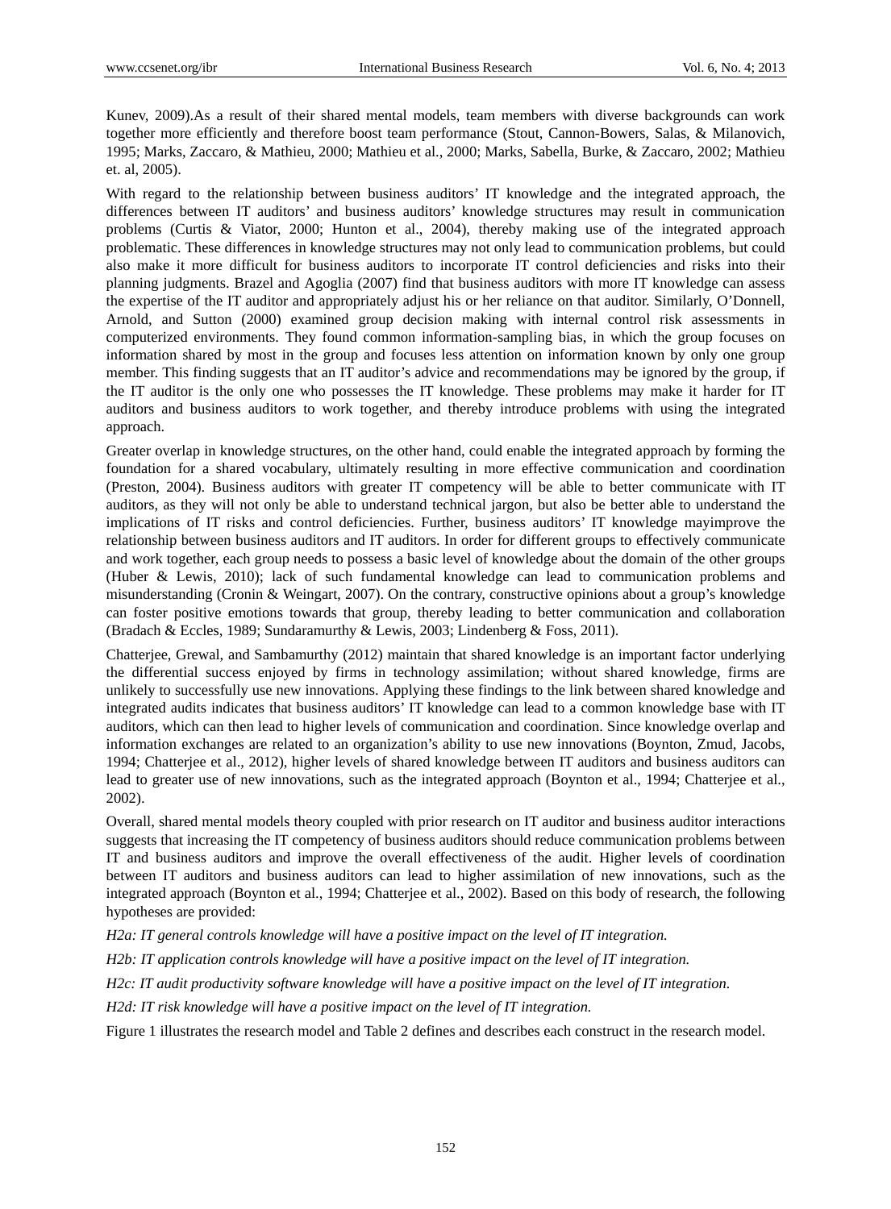Kunev, 2009).As a result of their shared mental models, team members with diverse backgrounds can work together more efficiently and therefore boost team performance (Stout, Cannon-Bowers, Salas, & Milanovich, 1995; Marks, Zaccaro, & Mathieu, 2000; Mathieu et al., 2000; Marks, Sabella, Burke, & Zaccaro, 2002; Mathieu et. al, 2005).

With regard to the relationship between business auditors' IT knowledge and the integrated approach, the differences between IT auditors' and business auditors' knowledge structures may result in communication problems (Curtis & Viator, 2000; Hunton et al., 2004), thereby making use of the integrated approach problematic. These differences in knowledge structures may not only lead to communication problems, but could also make it more difficult for business auditors to incorporate IT control deficiencies and risks into their planning judgments. Brazel and Agoglia (2007) find that business auditors with more IT knowledge can assess the expertise of the IT auditor and appropriately adjust his or her reliance on that auditor. Similarly, O'Donnell, Arnold, and Sutton (2000) examined group decision making with internal control risk assessments in computerized environments. They found common information-sampling bias, in which the group focuses on information shared by most in the group and focuses less attention on information known by only one group member. This finding suggests that an IT auditor's advice and recommendations may be ignored by the group, if the IT auditor is the only one who possesses the IT knowledge. These problems may make it harder for IT auditors and business auditors to work together, and thereby introduce problems with using the integrated approach.

Greater overlap in knowledge structures, on the other hand, could enable the integrated approach by forming the foundation for a shared vocabulary, ultimately resulting in more effective communication and coordination (Preston, 2004). Business auditors with greater IT competency will be able to better communicate with IT auditors, as they will not only be able to understand technical jargon, but also be better able to understand the implications of IT risks and control deficiencies. Further, business auditors' IT knowledge mayimprove the relationship between business auditors and IT auditors. In order for different groups to effectively communicate and work together, each group needs to possess a basic level of knowledge about the domain of the other groups (Huber & Lewis, 2010); lack of such fundamental knowledge can lead to communication problems and misunderstanding (Cronin & Weingart, 2007). On the contrary, constructive opinions about a group's knowledge can foster positive emotions towards that group, thereby leading to better communication and collaboration (Bradach & Eccles, 1989; Sundaramurthy & Lewis, 2003; Lindenberg & Foss, 2011).

Chatterjee, Grewal, and Sambamurthy (2012) maintain that shared knowledge is an important factor underlying the differential success enjoyed by firms in technology assimilation; without shared knowledge, firms are unlikely to successfully use new innovations. Applying these findings to the link between shared knowledge and integrated audits indicates that business auditors' IT knowledge can lead to a common knowledge base with IT auditors, which can then lead to higher levels of communication and coordination. Since knowledge overlap and information exchanges are related to an organization's ability to use new innovations (Boynton, Zmud, Jacobs, 1994; Chatterjee et al., 2012), higher levels of shared knowledge between IT auditors and business auditors can lead to greater use of new innovations, such as the integrated approach (Boynton et al., 1994; Chatterjee et al., 2002).

Overall, shared mental models theory coupled with prior research on IT auditor and business auditor interactions suggests that increasing the IT competency of business auditors should reduce communication problems between IT and business auditors and improve the overall effectiveness of the audit. Higher levels of coordination between IT auditors and business auditors can lead to higher assimilation of new innovations, such as the integrated approach (Boynton et al., 1994; Chatterjee et al., 2002). Based on this body of research, the following hypotheses are provided:

*H2a: IT general controls knowledge will have a positive impact on the level of IT integration.*

*H2b: IT application controls knowledge will have a positive impact on the level of IT integration.*

*H2c: IT audit productivity software knowledge will have a positive impact on the level of IT integration.*

*H2d: IT risk knowledge will have a positive impact on the level of IT integration.*

Figure 1 illustrates the research model and Table 2 defines and describes each construct in the research model.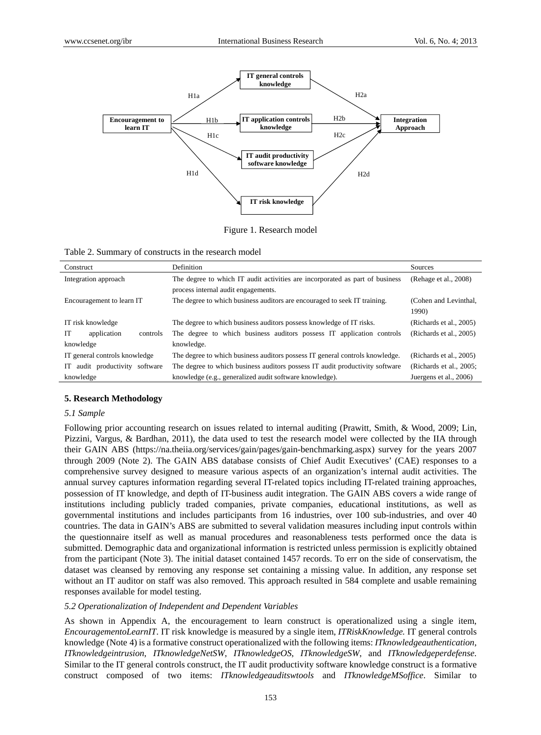Figure 1. Research model

Table 2. Summary of constructs in the research model

| Construct | Definition | Sources |
|---|---|---|
| Integration approach | The degree to which IT audit activities are incorporated as part of business process internal audit engagements. | (Rehage et al., 2008) |
| Encouragement to learn IT | The degree to which business auditors are encouraged to seek IT training. | (Cohen and Levinthal, 1990) |
| IT risk knowledge | The degree to which business auditors possess knowledge of IT risks. | (Richards et al., 2005) |
| IT application controls knowledge | The degree to which business auditors possess IT application controls knowledge. | (Richards et al., 2005) |
| IT general controls knowledge | The degree to which business auditors possess IT general controls knowledge. | (Richards et al., 2005) |
| IT audit productivity software knowledge | The degree to which business auditors possess IT audit productivity software knowledge (e.g., generalized audit software knowledge). | (Richards et al., 2005; Juergens et al., 2006) |

## 5. Research Methodology

### 5.1 Sample

Following prior accounting research on issues related to internal auditing (Prawitt, Smith, & Wood, 2009; Lin, Pizzini, Vargus, & Bardhan, 2011), the data used to test the research model were collected by the IIA through their GAIN ABS (https://na.theiia.org/services/gain/pages/gain-benchmarking.aspx) survey for the years 2007 through 2009 (Note 2). The GAIN ABS database consists of Chief Audit Executives' (CAE) responses to a comprehensive survey designed to measure various aspects of an organization's internal audit activities. The annual survey captures information regarding several IT-related topics including IT-related training approaches, possession of IT knowledge, and depth of IT-business audit integration. The GAIN ABS covers a wide range of institutions including publicly traded companies, private companies, educational institutions, as well as governmental institutions and includes participants from 16 industries, over 100 sub-industries, and over 40 countries. The data in GAIN's ABS are submitted to several validation measures including input controls within the questionnaire itself as well as manual procedures and reasonableness tests performed once the data is submitted. Demographic data and organizational information is restricted unless permission is explicitly obtained from the participant (Note 3). The initial dataset contained 1457 records. To err on the side of conservatism, the dataset was cleansed by removing any response set containing a missing value. In addition, any response set without an IT auditor on staff was also removed. This approach resulted in 584 complete and usable remaining responses available for model testing.

### 5.2 Operationalization of Independent and Dependent Variables

As shown in Appendix A, the encouragement to learn construct is operationalized using a single item, *EncouragementoLearnIT*. IT risk knowledge is measured by a single item, *ITRiskKnowledge.* IT general controls knowledge (Note 4) is a formative construct operationalized with the following items: *ITknowledgeauthentication*, *ITknowledgeintrusion*, *ITknowledgeNetSW*, *ITknowledgeOS*, *ITknowledgeSW*, and *ITknowledgeperdefense*. Similar to the IT general controls construct, the IT audit productivity software knowledge construct is a formative construct composed of two items: *ITknowledgeauditswtools* and *ITknowledgeMSoffice*. Similar to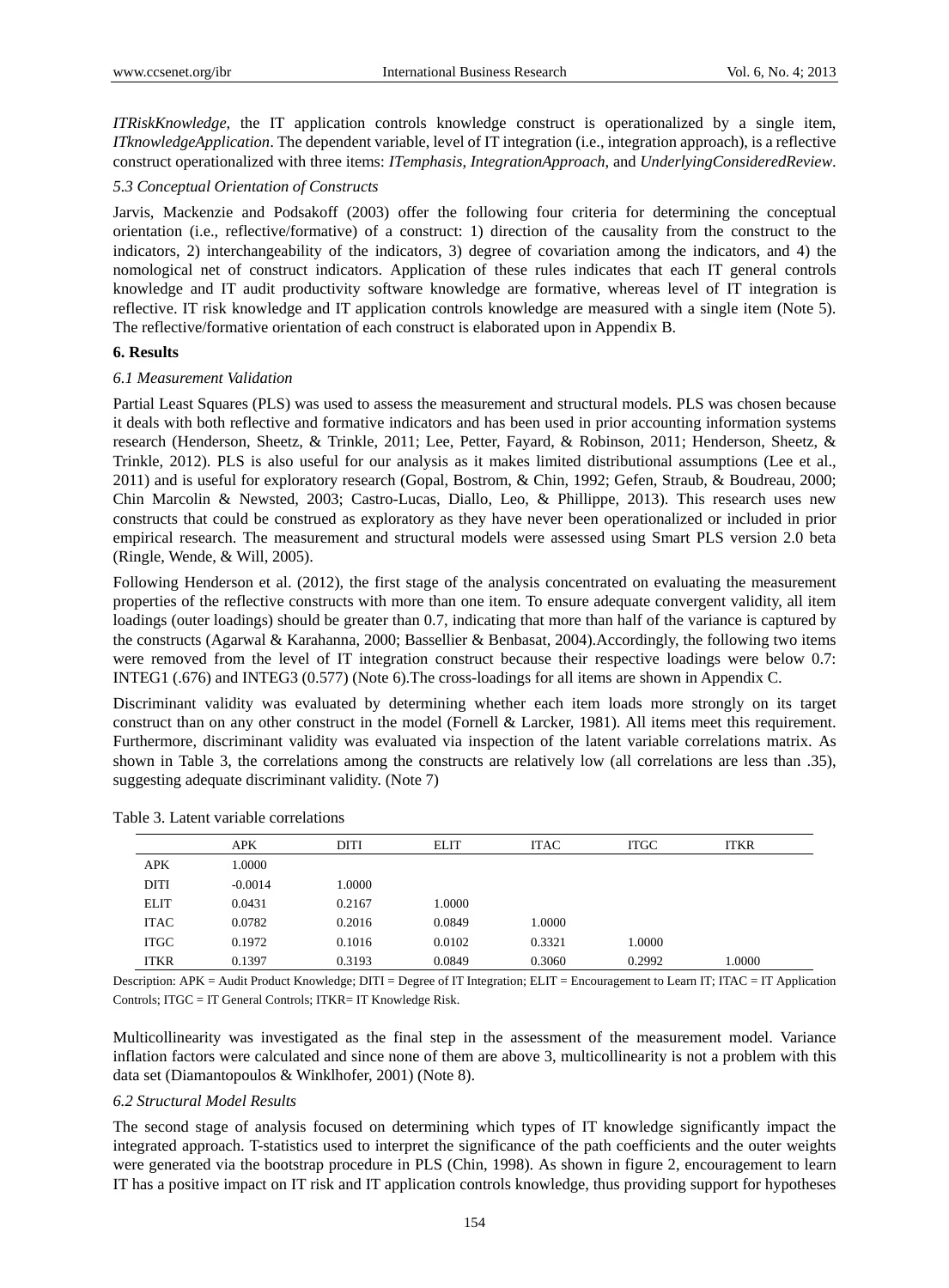*ITRiskKnowledge*, the IT application controls knowledge construct is operationalized by a single item, *ITknowledgeApplication*. The dependent variable, level of IT integration (i.e., integration approach), is a reflective construct operationalized with three items: *ITemphasis*, *IntegrationApproach*, and *UnderlyingConsideredReview*.

### *5.3 Conceptual Orientation of Constructs*

Jarvis, Mackenzie and Podsakoff (2003) offer the following four criteria for determining the conceptual orientation (i.e., reflective/formative) of a construct: 1) direction of the causality from the construct to the indicators, 2) interchangeability of the indicators, 3) degree of covariation among the indicators, and 4) the nomological net of construct indicators. Application of these rules indicates that each IT general controls knowledge and IT audit productivity software knowledge are formative, whereas level of IT integration is reflective. IT risk knowledge and IT application controls knowledge are measured with a single item (Note 5). The reflective/formative orientation of each construct is elaborated upon in Appendix B.

## 6. Results

### *6.1 Measurement Validation*

Partial Least Squares (PLS) was used to assess the measurement and structural models. PLS was chosen because it deals with both reflective and formative indicators and has been used in prior accounting information systems research (Henderson, Sheetz, & Trinkle, 2011; Lee, Petter, Fayard, & Robinson, 2011; Henderson, Sheetz, & Trinkle, 2012). PLS is also useful for our analysis as it makes limited distributional assumptions (Lee et al., 2011) and is useful for exploratory research (Gopal, Bostrom, & Chin, 1992; Gefen, Straub, & Boudreau, 2000; Chin Marcolin & Newsted, 2003; Castro-Lucas, Diallo, Leo, & Phillippe, 2013). This research uses new constructs that could be construed as exploratory as they have never been operationalized or included in prior empirical research. The measurement and structural models were assessed using Smart PLS version 2.0 beta (Ringle, Wende, & Will, 2005).

Following Henderson et al. (2012), the first stage of the analysis concentrated on evaluating the measurement properties of the reflective constructs with more than one item. To ensure adequate convergent validity, all item loadings (outer loadings) should be greater than 0.7, indicating that more than half of the variance is captured by the constructs (Agarwal & Karahanna, 2000; Bassellier & Benbasat, 2004).Accordingly, the following two items were removed from the level of IT integration construct because their respective loadings were below 0.7: INTEG1 (.676) and INTEG3 (0.577) (Note 6).The cross-loadings for all items are shown in Appendix C.

Discriminant validity was evaluated by determining whether each item loads more strongly on its target construct than on any other construct in the model (Fornell & Larcker, 1981). All items meet this requirement. Furthermore, discriminant validity was evaluated via inspection of the latent variable correlations matrix. As shown in Table 3, the correlations among the constructs are relatively low (all correlations are less than .35), suggesting adequate discriminant validity. (Note 7)

Table 3. Latent variable correlations

| | APK | DITI | ELIT | ITAC | ITGC | ITKR |
|---|---|---|---|---|---|---|
| APK | 1.0000 | | | | | |
| DITI | -0.0014 | 1.0000 | | | | |
| ELIT | 0.0431 | 0.2167 | 1.0000 | | | |
| ITAC | 0.0782 | 0.2016 | 0.0849 | 1.0000 | | |
| ITGC | 0.1972 | 0.1016 | 0.0102 | 0.3321 | 1.0000 | |
| ITKR | 0.1397 | 0.3193 | 0.0849 | 0.3060 | 0.2992 | 1.0000 |

Description: APK = Audit Product Knowledge; DITI = Degree of IT Integration; ELIT = Encouragement to Learn IT; ITAC = IT Application Controls; ITGC = IT General Controls; ITKR= IT Knowledge Risk.

Multicollinearity was investigated as the final step in the assessment of the measurement model. Variance inflation factors were calculated and since none of them are above 3, multicollinearity is not a problem with this data set (Diamantopoulos & Winklhofer, 2001) (Note 8).

### *6.2 Structural Model Results*

The second stage of analysis focused on determining which types of IT knowledge significantly impact the integrated approach. T-statistics used to interpret the significance of the path coefficients and the outer weights were generated via the bootstrap procedure in PLS (Chin, 1998). As shown in figure 2, encouragement to learn IT has a positive impact on IT risk and IT application controls knowledge, thus providing support for hypotheses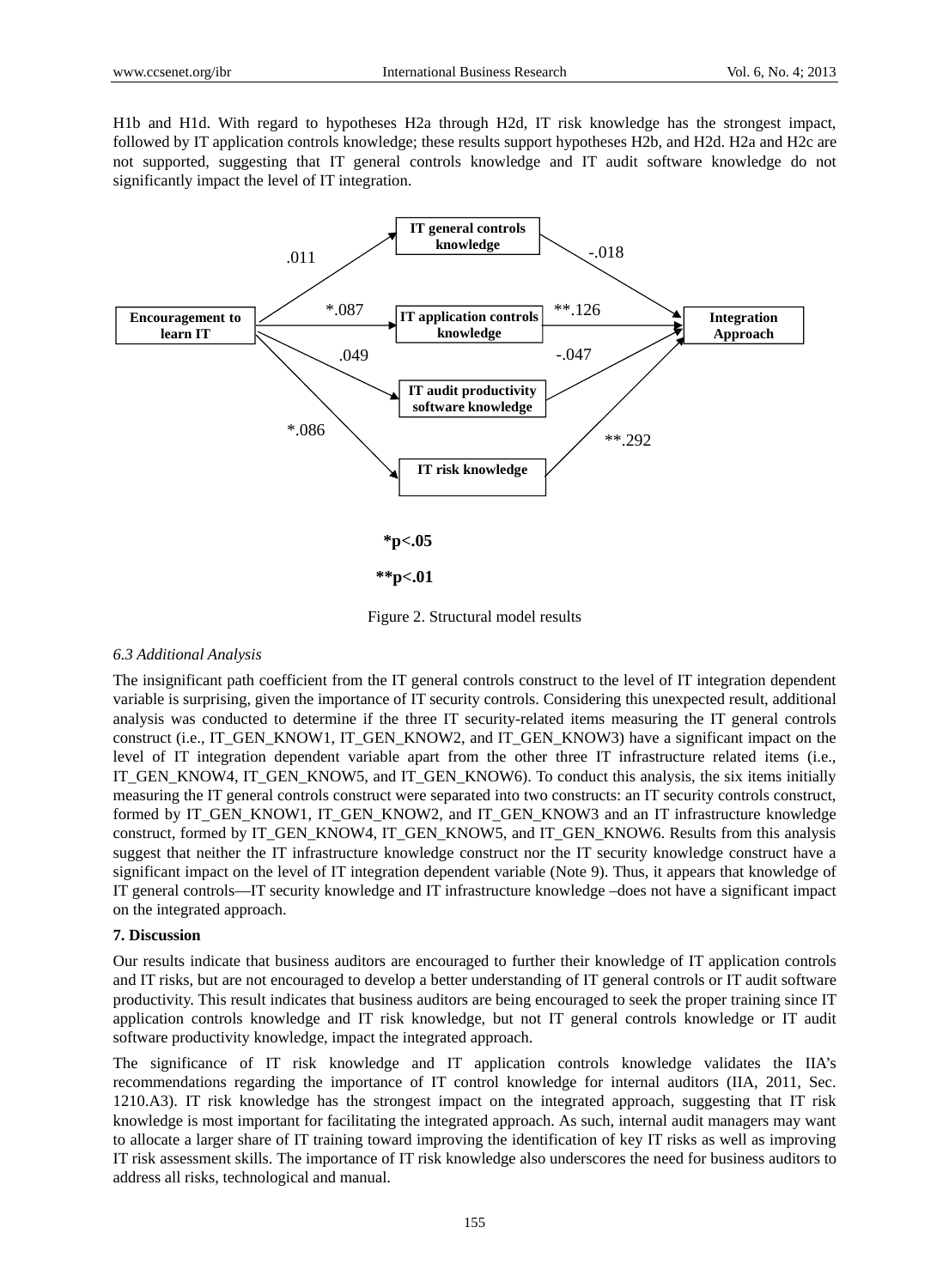H1b and H1d. With regard to hypotheses H2a through H2d, IT risk knowledge has the strongest impact, followed by IT application controls knowledge; these results support hypotheses H2b, and H2d. H2a and H2c are not supported, suggesting that IT general controls knowledge and IT audit software knowledge do not significantly impact the level of IT integration.

Encouragement to learn IT → IT general controls knowledge: .011
Encouragement to learn IT → IT application controls knowledge: *.087
Encouragement to learn IT → IT audit productivity software knowledge: .049
Encouragement to learn IT → IT risk knowledge: *.086

IT general controls knowledge → Integration Approach: -.018
IT application controls knowledge → Integration Approach: **.126
IT audit productivity software knowledge → Integration Approach: -.047
IT risk knowledge → Integration Approach: **.292

*p<.05

**p<.01

Figure 2. Structural model results

*6.3 Additional Analysis*

The insignificant path coefficient from the IT general controls construct to the level of IT integration dependent variable is surprising, given the importance of IT security controls. Considering this unexpected result, additional analysis was conducted to determine if the three IT security-related items measuring the IT general controls construct (i.e., IT_GEN_KNOW1, IT_GEN_KNOW2, and IT_GEN_KNOW3) have a significant impact on the level of IT integration dependent variable apart from the other three IT infrastructure related items (i.e., IT_GEN_KNOW4, IT_GEN_KNOW5, and IT_GEN_KNOW6). To conduct this analysis, the six items initially measuring the IT general controls construct were separated into two constructs: an IT security controls construct, formed by IT_GEN_KNOW1, IT_GEN_KNOW2, and IT_GEN_KNOW3 and an IT infrastructure knowledge construct, formed by IT_GEN_KNOW4, IT_GEN_KNOW5, and IT_GEN_KNOW6. Results from this analysis suggest that neither the IT infrastructure knowledge construct nor the IT security knowledge construct have a significant impact on the level of IT integration dependent variable (Note 9). Thus, it appears that knowledge of IT general controls—IT security knowledge and IT infrastructure knowledge –does not have a significant impact on the integrated approach.

## 7. Discussion

Our results indicate that business auditors are encouraged to further their knowledge of IT application controls and IT risks, but are not encouraged to develop a better understanding of IT general controls or IT audit software productivity. This result indicates that business auditors are being encouraged to seek the proper training since IT application controls knowledge and IT risk knowledge, but not IT general controls knowledge or IT audit software productivity knowledge, impact the integrated approach.

The significance of IT risk knowledge and IT application controls knowledge validates the IIA's recommendations regarding the importance of IT control knowledge for internal auditors (IIA, 2011, Sec. 1210.A3). IT risk knowledge has the strongest impact on the integrated approach, suggesting that IT risk knowledge is most important for facilitating the integrated approach. As such, internal audit managers may want to allocate a larger share of IT training toward improving the identification of key IT risks as well as improving IT risk assessment skills. The importance of IT risk knowledge also underscores the need for business auditors to address all risks, technological and manual.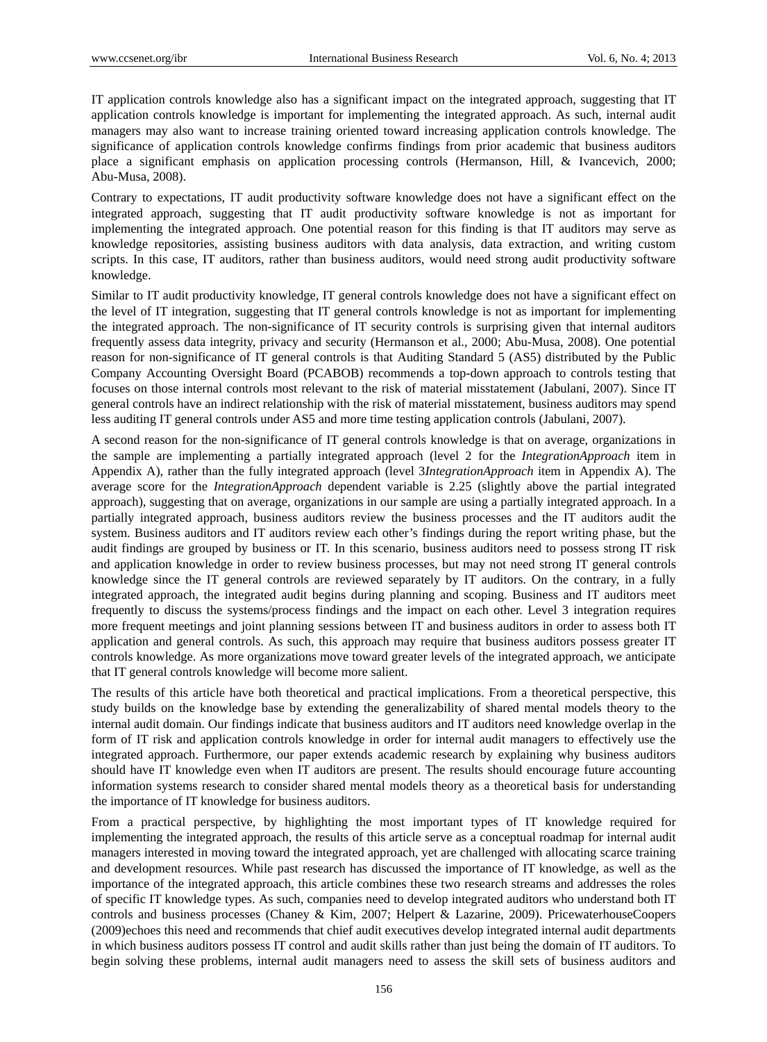IT application controls knowledge also has a significant impact on the integrated approach, suggesting that IT application controls knowledge is important for implementing the integrated approach. As such, internal audit managers may also want to increase training oriented toward increasing application controls knowledge. The significance of application controls knowledge confirms findings from prior academic that business auditors place a significant emphasis on application processing controls (Hermanson, Hill, & Ivancevich, 2000; Abu-Musa, 2008).

Contrary to expectations, IT audit productivity software knowledge does not have a significant effect on the integrated approach, suggesting that IT audit productivity software knowledge is not as important for implementing the integrated approach. One potential reason for this finding is that IT auditors may serve as knowledge repositories, assisting business auditors with data analysis, data extraction, and writing custom scripts. In this case, IT auditors, rather than business auditors, would need strong audit productivity software knowledge.

Similar to IT audit productivity knowledge, IT general controls knowledge does not have a significant effect on the level of IT integration, suggesting that IT general controls knowledge is not as important for implementing the integrated approach. The non-significance of IT security controls is surprising given that internal auditors frequently assess data integrity, privacy and security (Hermanson et al., 2000; Abu-Musa, 2008). One potential reason for non-significance of IT general controls is that Auditing Standard 5 (AS5) distributed by the Public Company Accounting Oversight Board (PCABOB) recommends a top-down approach to controls testing that focuses on those internal controls most relevant to the risk of material misstatement (Jabulani, 2007). Since IT general controls have an indirect relationship with the risk of material misstatement, business auditors may spend less auditing IT general controls under AS5 and more time testing application controls (Jabulani, 2007).

A second reason for the non-significance of IT general controls knowledge is that on average, organizations in the sample are implementing a partially integrated approach (level 2 for the *IntegrationApproach* item in Appendix A), rather than the fully integrated approach (level 3*IntegrationApproach* item in Appendix A). The average score for the *IntegrationApproach* dependent variable is 2.25 (slightly above the partial integrated approach), suggesting that on average, organizations in our sample are using a partially integrated approach. In a partially integrated approach, business auditors review the business processes and the IT auditors audit the system. Business auditors and IT auditors review each other's findings during the report writing phase, but the audit findings are grouped by business or IT. In this scenario, business auditors need to possess strong IT risk and application knowledge in order to review business processes, but may not need strong IT general controls knowledge since the IT general controls are reviewed separately by IT auditors. On the contrary, in a fully integrated approach, the integrated audit begins during planning and scoping. Business and IT auditors meet frequently to discuss the systems/process findings and the impact on each other. Level 3 integration requires more frequent meetings and joint planning sessions between IT and business auditors in order to assess both IT application and general controls. As such, this approach may require that business auditors possess greater IT controls knowledge. As more organizations move toward greater levels of the integrated approach, we anticipate that IT general controls knowledge will become more salient.

The results of this article have both theoretical and practical implications. From a theoretical perspective, this study builds on the knowledge base by extending the generalizability of shared mental models theory to the internal audit domain. Our findings indicate that business auditors and IT auditors need knowledge overlap in the form of IT risk and application controls knowledge in order for internal audit managers to effectively use the integrated approach. Furthermore, our paper extends academic research by explaining why business auditors should have IT knowledge even when IT auditors are present. The results should encourage future accounting information systems research to consider shared mental models theory as a theoretical basis for understanding the importance of IT knowledge for business auditors.

From a practical perspective, by highlighting the most important types of IT knowledge required for implementing the integrated approach, the results of this article serve as a conceptual roadmap for internal audit managers interested in moving toward the integrated approach, yet are challenged with allocating scarce training and development resources. While past research has discussed the importance of IT knowledge, as well as the importance of the integrated approach, this article combines these two research streams and addresses the roles of specific IT knowledge types. As such, companies need to develop integrated auditors who understand both IT controls and business processes (Chaney & Kim, 2007; Helpert & Lazarine, 2009). PricewaterhouseCoopers (2009)echoes this need and recommends that chief audit executives develop integrated internal audit departments in which business auditors possess IT control and audit skills rather than just being the domain of IT auditors. To begin solving these problems, internal audit managers need to assess the skill sets of business auditors and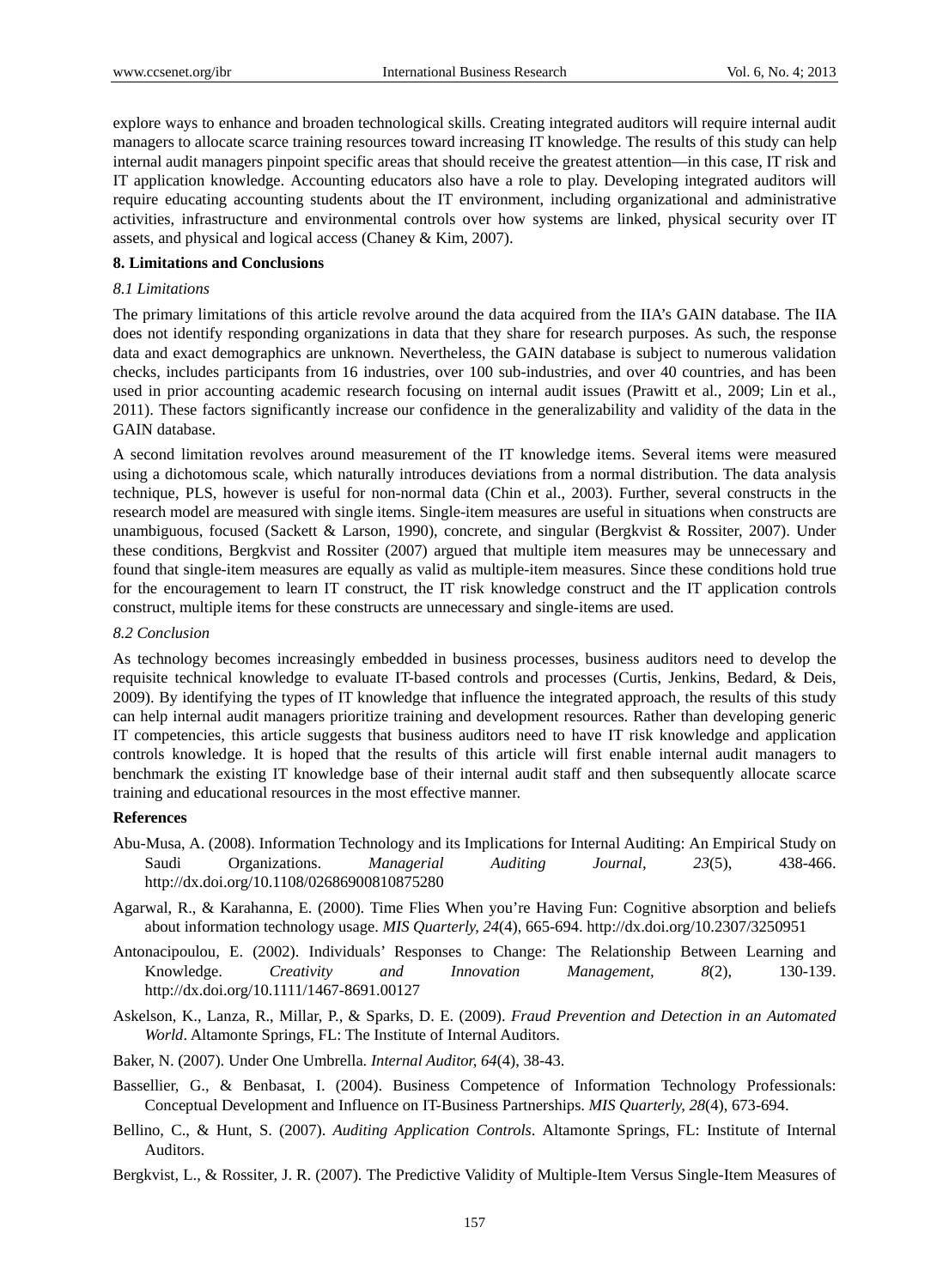explore ways to enhance and broaden technological skills. Creating integrated auditors will require internal audit managers to allocate scarce training resources toward increasing IT knowledge. The results of this study can help internal audit managers pinpoint specific areas that should receive the greatest attention—in this case, IT risk and IT application knowledge. Accounting educators also have a role to play. Developing integrated auditors will require educating accounting students about the IT environment, including organizational and administrative activities, infrastructure and environmental controls over how systems are linked, physical security over IT assets, and physical and logical access (Chaney & Kim, 2007).

## 8. Limitations and Conclusions

### *8.1 Limitations*

The primary limitations of this article revolve around the data acquired from the IIA's GAIN database. The IIA does not identify responding organizations in data that they share for research purposes. As such, the response data and exact demographics are unknown. Nevertheless, the GAIN database is subject to numerous validation checks, includes participants from 16 industries, over 100 sub-industries, and over 40 countries, and has been used in prior accounting academic research focusing on internal audit issues (Prawitt et al., 2009; Lin et al., 2011). These factors significantly increase our confidence in the generalizability and validity of the data in the GAIN database.

A second limitation revolves around measurement of the IT knowledge items. Several items were measured using a dichotomous scale, which naturally introduces deviations from a normal distribution. The data analysis technique, PLS, however is useful for non-normal data (Chin et al., 2003). Further, several constructs in the research model are measured with single items. Single-item measures are useful in situations when constructs are unambiguous, focused (Sackett & Larson, 1990), concrete, and singular (Bergkvist & Rossiter, 2007). Under these conditions, Bergkvist and Rossiter (2007) argued that multiple item measures may be unnecessary and found that single-item measures are equally as valid as multiple-item measures. Since these conditions hold true for the encouragement to learn IT construct, the IT risk knowledge construct and the IT application controls construct, multiple items for these constructs are unnecessary and single-items are used.

### *8.2 Conclusion*

As technology becomes increasingly embedded in business processes, business auditors need to develop the requisite technical knowledge to evaluate IT-based controls and processes (Curtis, Jenkins, Bedard, & Deis, 2009). By identifying the types of IT knowledge that influence the integrated approach, the results of this study can help internal audit managers prioritize training and development resources. Rather than developing generic IT competencies, this article suggests that business auditors need to have IT risk knowledge and application controls knowledge. It is hoped that the results of this article will first enable internal audit managers to benchmark the existing IT knowledge base of their internal audit staff and then subsequently allocate scarce training and educational resources in the most effective manner.

## References

Abu-Musa, A. (2008). Information Technology and its Implications for Internal Auditing: An Empirical Study on Saudi Organizations. *Managerial Auditing Journal, 23*(5), 438-466. http://dx.doi.org/10.1108/02686900810875280

Agarwal, R., & Karahanna, E. (2000). Time Flies When you're Having Fun: Cognitive absorption and beliefs about information technology usage. *MIS Quarterly, 24*(4), 665-694. http://dx.doi.org/10.2307/3250951

Antonacipoulou, E. (2002). Individuals' Responses to Change: The Relationship Between Learning and Knowledge. *Creativity and Innovation Management, 8*(2), 130-139. http://dx.doi.org/10.1111/1467-8691.00127

Askelson, K., Lanza, R., Millar, P., & Sparks, D. E. (2009). *Fraud Prevention and Detection in an Automated World*. Altamonte Springs, FL: The Institute of Internal Auditors.

Baker, N. (2007). Under One Umbrella. *Internal Auditor, 64*(4), 38-43.

Bassellier, G., & Benbasat, I. (2004). Business Competence of Information Technology Professionals: Conceptual Development and Influence on IT-Business Partnerships. *MIS Quarterly, 28*(4), 673-694.

Bellino, C., & Hunt, S. (2007). *Auditing Application Controls*. Altamonte Springs, FL: Institute of Internal Auditors.

Bergkvist, L., & Rossiter, J. R. (2007). The Predictive Validity of Multiple-Item Versus Single-Item Measures of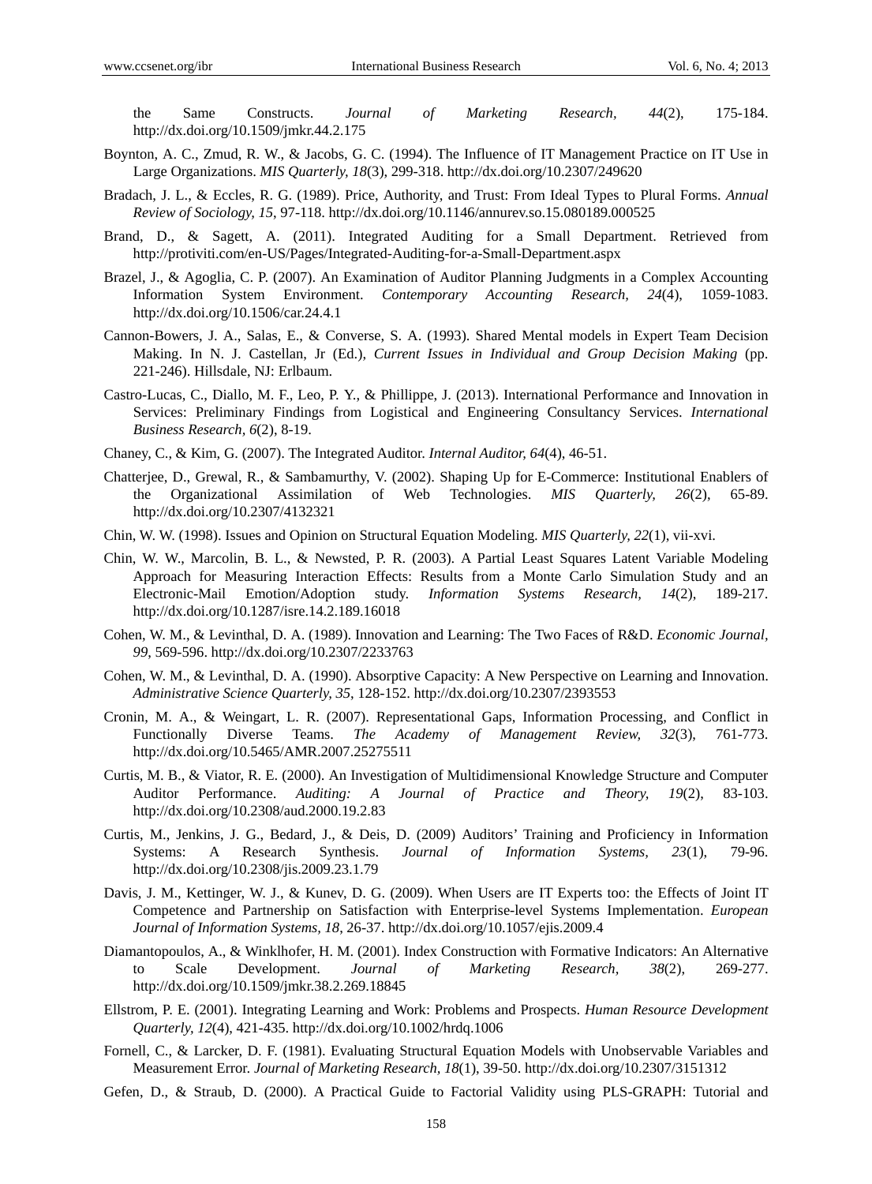the Same Constructs. *Journal of Marketing Research, 44*(2), 175-184. http://dx.doi.org/10.1509/jmkr.44.2.175

Boynton, A. C., Zmud, R. W., & Jacobs, G. C. (1994). The Influence of IT Management Practice on IT Use in Large Organizations. *MIS Quarterly, 18*(3), 299-318. http://dx.doi.org/10.2307/249620

Bradach, J. L., & Eccles, R. G. (1989). Price, Authority, and Trust: From Ideal Types to Plural Forms. *Annual Review of Sociology, 15*, 97-118. http://dx.doi.org/10.1146/annurev.so.15.080189.000525

Brand, D., & Sagett, A. (2011). Integrated Auditing for a Small Department. Retrieved from http://protiviti.com/en-US/Pages/Integrated-Auditing-for-a-Small-Department.aspx

Brazel, J., & Agoglia, C. P. (2007). An Examination of Auditor Planning Judgments in a Complex Accounting Information System Environment. *Contemporary Accounting Research, 24*(4), 1059-1083. http://dx.doi.org/10.1506/car.24.4.1

Cannon-Bowers, J. A., Salas, E., & Converse, S. A. (1993). Shared Mental models in Expert Team Decision Making. In N. J. Castellan, Jr (Ed.), *Current Issues in Individual and Group Decision Making* (pp. 221-246). Hillsdale, NJ: Erlbaum.

Castro-Lucas, C., Diallo, M. F., Leo, P. Y., & Phillippe, J. (2013). International Performance and Innovation in Services: Preliminary Findings from Logistical and Engineering Consultancy Services. *International Business Research, 6*(2), 8-19.

Chaney, C., & Kim, G. (2007). The Integrated Auditor. *Internal Auditor, 64*(4), 46-51.

Chatterjee, D., Grewal, R., & Sambamurthy, V. (2002). Shaping Up for E-Commerce: Institutional Enablers of the Organizational Assimilation of Web Technologies. *MIS Quarterly, 26*(2), 65-89. http://dx.doi.org/10.2307/4132321

Chin, W. W. (1998). Issues and Opinion on Structural Equation Modeling. *MIS Quarterly, 22*(1), vii-xvi.

Chin, W. W., Marcolin, B. L., & Newsted, P. R. (2003). A Partial Least Squares Latent Variable Modeling Approach for Measuring Interaction Effects: Results from a Monte Carlo Simulation Study and an Electronic-Mail Emotion/Adoption study. *Information Systems Research, 14*(2), 189-217. http://dx.doi.org/10.1287/isre.14.2.189.16018

Cohen, W. M., & Levinthal, D. A. (1989). Innovation and Learning: The Two Faces of R&D. *Economic Journal, 99*, 569-596. http://dx.doi.org/10.2307/2233763

Cohen, W. M., & Levinthal, D. A. (1990). Absorptive Capacity: A New Perspective on Learning and Innovation. *Administrative Science Quarterly, 35*, 128-152. http://dx.doi.org/10.2307/2393553

Cronin, M. A., & Weingart, L. R. (2007). Representational Gaps, Information Processing, and Conflict in Functionally Diverse Teams. *The Academy of Management Review, 32*(3), 761-773. http://dx.doi.org/10.5465/AMR.2007.25275511

Curtis, M. B., & Viator, R. E. (2000). An Investigation of Multidimensional Knowledge Structure and Computer Auditor Performance. *Auditing: A Journal of Practice and Theory, 19*(2), 83-103. http://dx.doi.org/10.2308/aud.2000.19.2.83

Curtis, M., Jenkins, J. G., Bedard, J., & Deis, D. (2009) Auditors' Training and Proficiency in Information Systems: A Research Synthesis. *Journal of Information Systems, 23*(1), 79-96. http://dx.doi.org/10.2308/jis.2009.23.1.79

Davis, J. M., Kettinger, W. J., & Kunev, D. G. (2009). When Users are IT Experts too: the Effects of Joint IT Competence and Partnership on Satisfaction with Enterprise-level Systems Implementation. *European Journal of Information Systems, 18*, 26-37. http://dx.doi.org/10.1057/ejis.2009.4

Diamantopoulos, A., & Winklhofer, H. M. (2001). Index Construction with Formative Indicators: An Alternative to Scale Development. *Journal of Marketing Research, 38*(2), 269-277. http://dx.doi.org/10.1509/jmkr.38.2.269.18845

Ellstrom, P. E. (2001). Integrating Learning and Work: Problems and Prospects. *Human Resource Development Quarterly, 12*(4), 421-435. http://dx.doi.org/10.1002/hrdq.1006

Fornell, C., & Larcker, D. F. (1981). Evaluating Structural Equation Models with Unobservable Variables and Measurement Error. *Journal of Marketing Research, 18*(1), 39-50. http://dx.doi.org/10.2307/3151312

Gefen, D., & Straub, D. (2000). A Practical Guide to Factorial Validity using PLS-GRAPH: Tutorial and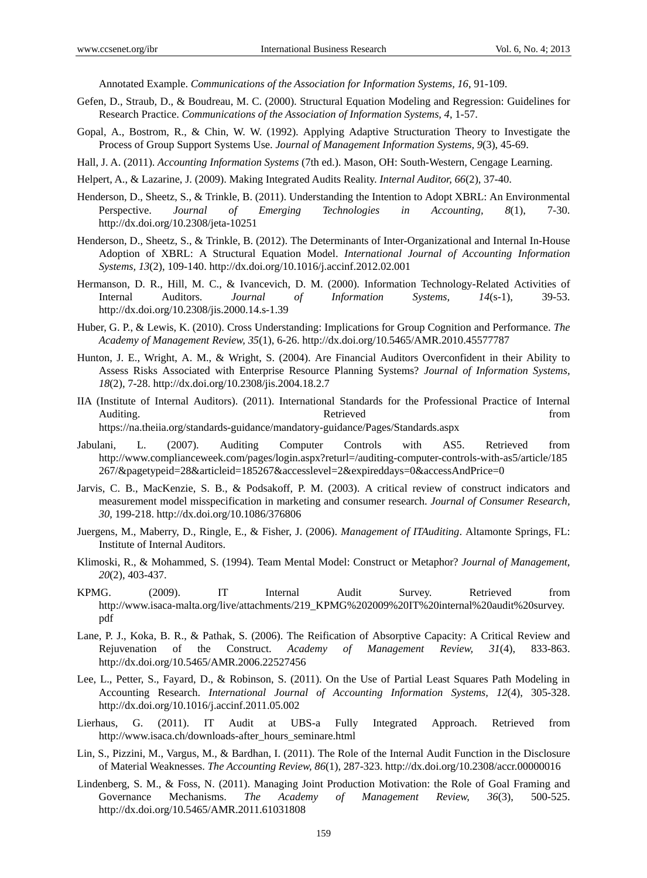Annotated Example. *Communications of the Association for Information Systems, 16*, 91-109.

Gefen, D., Straub, D., & Boudreau, M. C. (2000). Structural Equation Modeling and Regression: Guidelines for Research Practice. *Communications of the Association of Information Systems, 4*, 1-57.

Gopal, A., Bostrom, R., & Chin, W. W. (1992). Applying Adaptive Structuration Theory to Investigate the Process of Group Support Systems Use. *Journal of Management Information Systems, 9*(3), 45-69.

Hall, J. A. (2011). *Accounting Information Systems* (7th ed.). Mason, OH: South-Western, Cengage Learning.

Helpert, A., & Lazarine, J. (2009). Making Integrated Audits Reality. *Internal Auditor, 66*(2), 37-40.

Henderson, D., Sheetz, S., & Trinkle, B. (2011). Understanding the Intention to Adopt XBRL: An Environmental Perspective. *Journal of Emerging Technologies in Accounting, 8*(1), 7-30. http://dx.doi.org/10.2308/jeta-10251

Henderson, D., Sheetz, S., & Trinkle, B. (2012). The Determinants of Inter-Organizational and Internal In-House Adoption of XBRL: A Structural Equation Model. *International Journal of Accounting Information Systems, 13*(2), 109-140. http://dx.doi.org/10.1016/j.accinf.2012.02.001

Hermanson, D. R., Hill, M. C., & Ivancevich, D. M. (2000). Information Technology-Related Activities of Internal Auditors. *Journal of Information Systems, 14*(s-1), 39-53. http://dx.doi.org/10.2308/jis.2000.14.s-1.39

Huber, G. P., & Lewis, K. (2010). Cross Understanding: Implications for Group Cognition and Performance. *The Academy of Management Review, 35*(1), 6-26. http://dx.doi.org/10.5465/AMR.2010.45577787

Hunton, J. E., Wright, A. M., & Wright, S. (2004). Are Financial Auditors Overconfident in their Ability to Assess Risks Associated with Enterprise Resource Planning Systems? *Journal of Information Systems, 18*(2), 7-28. http://dx.doi.org/10.2308/jis.2004.18.2.7

IIA (Institute of Internal Auditors). (2011). International Standards for the Professional Practice of Internal Auditing. Retrieved from https://na.theiia.org/standards-guidance/mandatory-guidance/Pages/Standards.aspx

Jabulani, L. (2007). Auditing Computer Controls with AS5. Retrieved from http://www.complianceweek.com/pages/login.aspx?returl=/auditing-computer-controls-with-as5/article/185267/&pagetypeid=28&articleid=185267&accesslevel=2&expireddays=0&accessAndPrice=0

Jarvis, C. B., MacKenzie, S. B., & Podsakoff, P. M. (2003). A critical review of construct indicators and measurement model misspecification in marketing and consumer research. *Journal of Consumer Research, 30*, 199-218. http://dx.doi.org/10.1086/376806

Juergens, M., Maberry, D., Ringle, E., & Fisher, J. (2006). *Management of ITAuditing*. Altamonte Springs, FL: Institute of Internal Auditors.

Klimoski, R., & Mohammed, S. (1994). Team Mental Model: Construct or Metaphor? *Journal of Management, 20*(2), 403-437.

KPMG. (2009). IT Internal Audit Survey. Retrieved from http://www.isaca-malta.org/live/attachments/219_KPMG%202009%20IT%20internal%20audit%20survey.pdf

Lane, P. J., Koka, B. R., & Pathak, S. (2006). The Reification of Absorptive Capacity: A Critical Review and Rejuvenation of the Construct. *Academy of Management Review, 31*(4), 833-863. http://dx.doi.org/10.5465/AMR.2006.22527456

Lee, L., Petter, S., Fayard, D., & Robinson, S. (2011). On the Use of Partial Least Squares Path Modeling in Accounting Research. *International Journal of Accounting Information Systems, 12*(4), 305-328. http://dx.doi.org/10.1016/j.accinf.2011.05.002

Lierhaus, G. (2011). IT Audit at UBS-a Fully Integrated Approach. Retrieved from http://www.isaca.ch/downloads-after_hours_seminare.html

Lin, S., Pizzini, M., Vargus, M., & Bardhan, I. (2011). The Role of the Internal Audit Function in the Disclosure of Material Weaknesses. *The Accounting Review, 86*(1), 287-323. http://dx.doi.org/10.2308/accr.00000016

Lindenberg, S. M., & Foss, N. (2011). Managing Joint Production Motivation: the Role of Goal Framing and Governance Mechanisms. *The Academy of Management Review, 36*(3), 500-525. http://dx.doi.org/10.5465/AMR.2011.61031808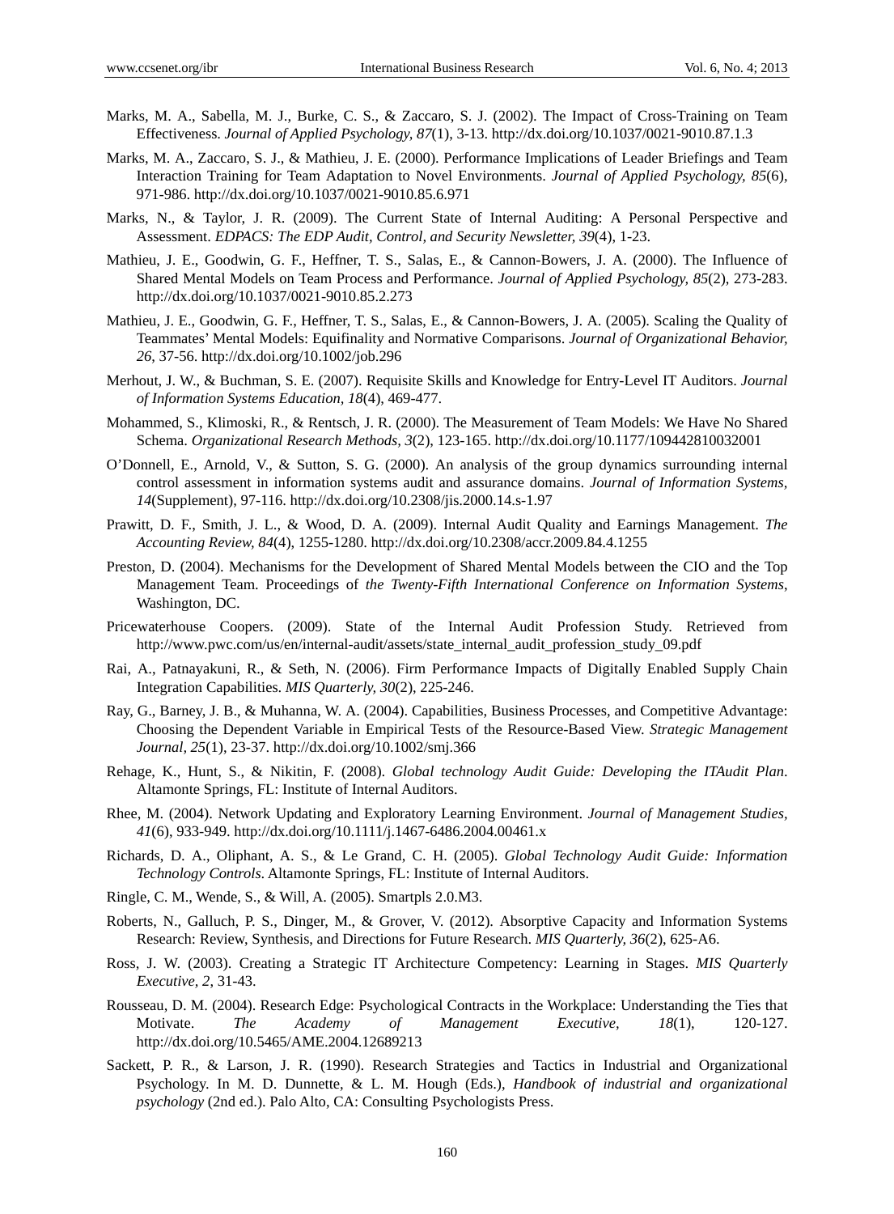Marks, M. A., Sabella, M. J., Burke, C. S., & Zaccaro, S. J. (2002). The Impact of Cross-Training on Team Effectiveness. *Journal of Applied Psychology, 87*(1), 3-13. http://dx.doi.org/10.1037/0021-9010.87.1.3

Marks, M. A., Zaccaro, S. J., & Mathieu, J. E. (2000). Performance Implications of Leader Briefings and Team Interaction Training for Team Adaptation to Novel Environments. *Journal of Applied Psychology, 85*(6), 971-986. http://dx.doi.org/10.1037/0021-9010.85.6.971

Marks, N., & Taylor, J. R. (2009). The Current State of Internal Auditing: A Personal Perspective and Assessment. *EDPACS: The EDP Audit, Control, and Security Newsletter, 39*(4), 1-23.

Mathieu, J. E., Goodwin, G. F., Heffner, T. S., Salas, E., & Cannon-Bowers, J. A. (2000). The Influence of Shared Mental Models on Team Process and Performance. *Journal of Applied Psychology, 85*(2), 273-283. http://dx.doi.org/10.1037/0021-9010.85.2.273

Mathieu, J. E., Goodwin, G. F., Heffner, T. S., Salas, E., & Cannon-Bowers, J. A. (2005). Scaling the Quality of Teammates' Mental Models: Equifinality and Normative Comparisons. *Journal of Organizational Behavior, 26*, 37-56. http://dx.doi.org/10.1002/job.296

Merhout, J. W., & Buchman, S. E. (2007). Requisite Skills and Knowledge for Entry-Level IT Auditors. *Journal of Information Systems Education, 18*(4), 469-477.

Mohammed, S., Klimoski, R., & Rentsch, J. R. (2000). The Measurement of Team Models: We Have No Shared Schema. *Organizational Research Methods, 3*(2), 123-165. http://dx.doi.org/10.1177/109442810032001

O'Donnell, E., Arnold, V., & Sutton, S. G. (2000). An analysis of the group dynamics surrounding internal control assessment in information systems audit and assurance domains. *Journal of Information Systems, 14*(Supplement), 97-116. http://dx.doi.org/10.2308/jis.2000.14.s-1.97

Prawitt, D. F., Smith, J. L., & Wood, D. A. (2009). Internal Audit Quality and Earnings Management. *The Accounting Review, 84*(4), 1255-1280. http://dx.doi.org/10.2308/accr.2009.84.4.1255

Preston, D. (2004). Mechanisms for the Development of Shared Mental Models between the CIO and the Top Management Team. Proceedings of *the Twenty-Fifth International Conference on Information Systems*, Washington, DC.

Pricewaterhouse Coopers. (2009). State of the Internal Audit Profession Study. Retrieved from http://www.pwc.com/us/en/internal-audit/assets/state_internal_audit_profession_study_09.pdf

Rai, A., Patnayakuni, R., & Seth, N. (2006). Firm Performance Impacts of Digitally Enabled Supply Chain Integration Capabilities. *MIS Quarterly, 30*(2), 225-246.

Ray, G., Barney, J. B., & Muhanna, W. A. (2004). Capabilities, Business Processes, and Competitive Advantage: Choosing the Dependent Variable in Empirical Tests of the Resource-Based View. *Strategic Management Journal, 25*(1), 23-37. http://dx.doi.org/10.1002/smj.366

Rehage, K., Hunt, S., & Nikitin, F. (2008). *Global technology Audit Guide: Developing the ITAudit Plan*. Altamonte Springs, FL: Institute of Internal Auditors.

Rhee, M. (2004). Network Updating and Exploratory Learning Environment. *Journal of Management Studies, 41*(6), 933-949. http://dx.doi.org/10.1111/j.1467-6486.2004.00461.x

Richards, D. A., Oliphant, A. S., & Le Grand, C. H. (2005). *Global Technology Audit Guide: Information Technology Controls*. Altamonte Springs, FL: Institute of Internal Auditors.

Ringle, C. M., Wende, S., & Will, A. (2005). Smartpls 2.0.M3.

Roberts, N., Galluch, P. S., Dinger, M., & Grover, V. (2012). Absorptive Capacity and Information Systems Research: Review, Synthesis, and Directions for Future Research. *MIS Quarterly, 36*(2), 625-A6.

Ross, J. W. (2003). Creating a Strategic IT Architecture Competency: Learning in Stages. *MIS Quarterly Executive, 2*, 31-43.

Rousseau, D. M. (2004). Research Edge: Psychological Contracts in the Workplace: Understanding the Ties that Motivate. *The Academy of Management Executive, 18*(1), 120-127. http://dx.doi.org/10.5465/AME.2004.12689213

Sackett, P. R., & Larson, J. R. (1990). Research Strategies and Tactics in Industrial and Organizational Psychology. In M. D. Dunnette, & L. M. Hough (Eds.), *Handbook of industrial and organizational psychology* (2nd ed.). Palo Alto, CA: Consulting Psychologists Press.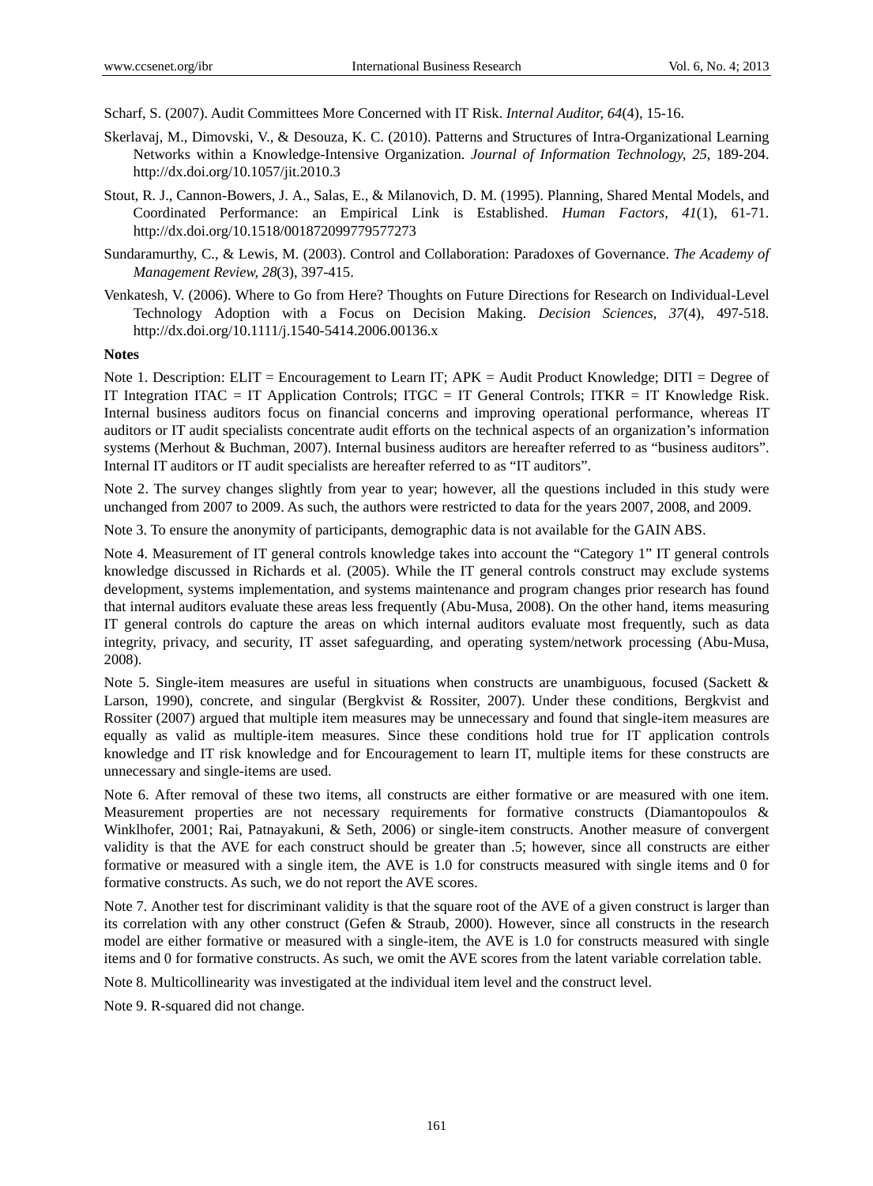Scharf, S. (2007). Audit Committees More Concerned with IT Risk. *Internal Auditor, 64*(4), 15-16.

Skerlavaj, M., Dimovski, V., & Desouza, K. C. (2010). Patterns and Structures of Intra-Organizational Learning Networks within a Knowledge-Intensive Organization. *Journal of Information Technology, 25*, 189-204. http://dx.doi.org/10.1057/jit.2010.3

Stout, R. J., Cannon-Bowers, J. A., Salas, E., & Milanovich, D. M. (1995). Planning, Shared Mental Models, and Coordinated Performance: an Empirical Link is Established. *Human Factors, 41*(1), 61-71. http://dx.doi.org/10.1518/001872099779577273

Sundaramurthy, C., & Lewis, M. (2003). Control and Collaboration: Paradoxes of Governance. *The Academy of Management Review, 28*(3), 397-415.

Venkatesh, V. (2006). Where to Go from Here? Thoughts on Future Directions for Research on Individual-Level Technology Adoption with a Focus on Decision Making. *Decision Sciences, 37*(4), 497-518. http://dx.doi.org/10.1111/j.1540-5414.2006.00136.x

**Notes**

Note 1. Description: ELIT = Encouragement to Learn IT; APK = Audit Product Knowledge; DITI = Degree of IT Integration ITAC = IT Application Controls; ITGC = IT General Controls; ITKR = IT Knowledge Risk. Internal business auditors focus on financial concerns and improving operational performance, whereas IT auditors or IT audit specialists concentrate audit efforts on the technical aspects of an organization's information systems (Merhout & Buchman, 2007). Internal business auditors are hereafter referred to as "business auditors". Internal IT auditors or IT audit specialists are hereafter referred to as "IT auditors".

Note 2. The survey changes slightly from year to year; however, all the questions included in this study were unchanged from 2007 to 2009. As such, the authors were restricted to data for the years 2007, 2008, and 2009.

Note 3. To ensure the anonymity of participants, demographic data is not available for the GAIN ABS.

Note 4. Measurement of IT general controls knowledge takes into account the "Category 1" IT general controls knowledge discussed in Richards et al. (2005). While the IT general controls construct may exclude systems development, systems implementation, and systems maintenance and program changes prior research has found that internal auditors evaluate these areas less frequently (Abu-Musa, 2008). On the other hand, items measuring IT general controls do capture the areas on which internal auditors evaluate most frequently, such as data integrity, privacy, and security, IT asset safeguarding, and operating system/network processing (Abu-Musa, 2008).

Note 5. Single-item measures are useful in situations when constructs are unambiguous, focused (Sackett & Larson, 1990), concrete, and singular (Bergkvist & Rossiter, 2007). Under these conditions, Bergkvist and Rossiter (2007) argued that multiple item measures may be unnecessary and found that single-item measures are equally as valid as multiple-item measures. Since these conditions hold true for IT application controls knowledge and IT risk knowledge and for Encouragement to learn IT, multiple items for these constructs are unnecessary and single-items are used.

Note 6. After removal of these two items, all constructs are either formative or are measured with one item. Measurement properties are not necessary requirements for formative constructs (Diamantopoulos & Winklhofer, 2001; Rai, Patnayakuni, & Seth, 2006) or single-item constructs. Another measure of convergent validity is that the AVE for each construct should be greater than .5; however, since all constructs are either formative or measured with a single item, the AVE is 1.0 for constructs measured with single items and 0 for formative constructs. As such, we do not report the AVE scores.

Note 7. Another test for discriminant validity is that the square root of the AVE of a given construct is larger than its correlation with any other construct (Gefen & Straub, 2000). However, since all constructs in the research model are either formative or measured with a single-item, the AVE is 1.0 for constructs measured with single items and 0 for formative constructs. As such, we omit the AVE scores from the latent variable correlation table.

Note 8. Multicollinearity was investigated at the individual item level and the construct level.

Note 9. R-squared did not change.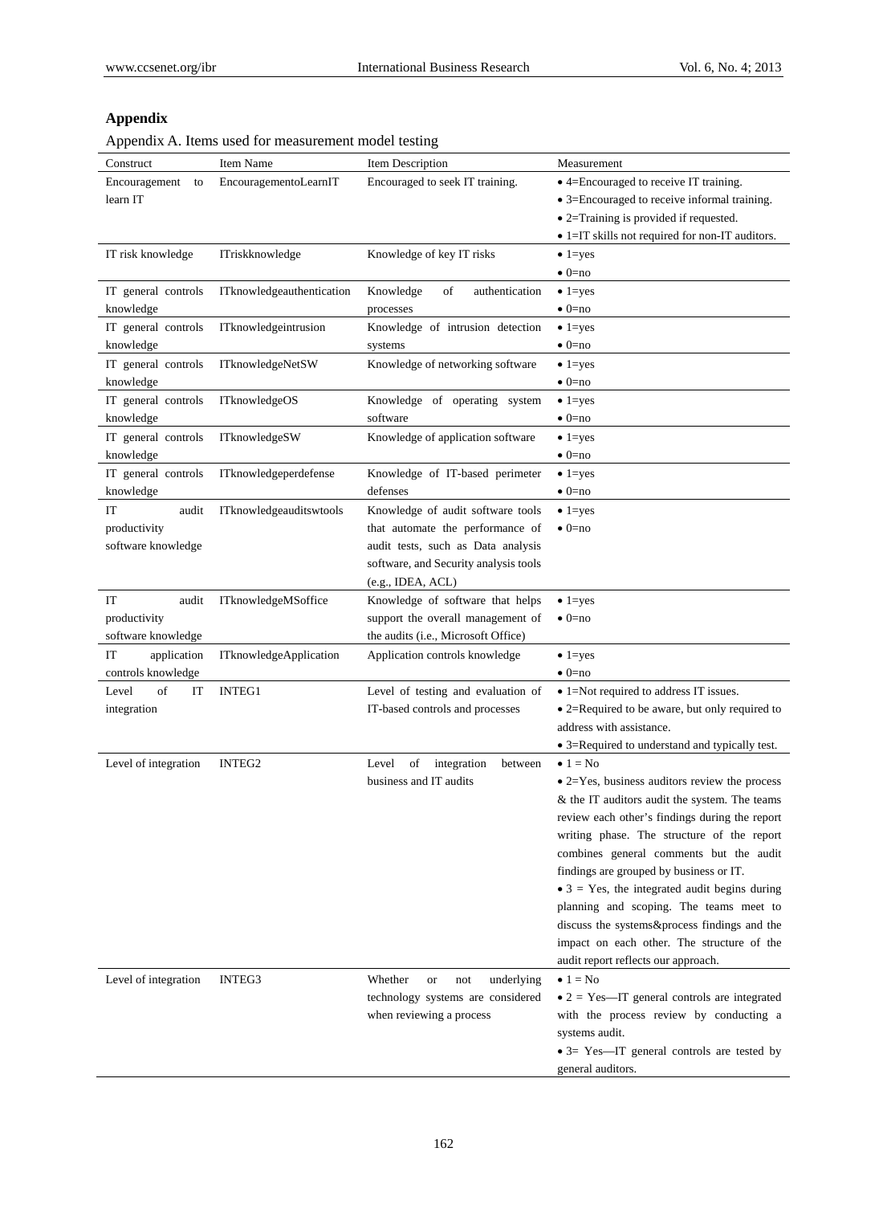## Appendix

Appendix A. Items used for measurement model testing

| Construct | Item Name | Item Description | Measurement |
|---|---|---|---|
| Encouragement to learn IT | EncouragementoLearnIT | Encouraged to seek IT training. | • 4=Encouraged to receive IT training.<br>• 3=Encouraged to receive informal training.<br>• 2=Training is provided if requested.<br>• 1=IT skills not required for non-IT auditors. |
| IT risk knowledge | ITriskknowledge | Knowledge of key IT risks | • 1=yes<br>• 0=no |
| IT general controls knowledge | ITknowledgeauthentication | Knowledge of authentication processes | • 1=yes<br>• 0=no |
| IT general controls knowledge | ITknowledgeintrusion | Knowledge of intrusion detection systems | • 1=yes<br>• 0=no |
| IT general controls knowledge | ITknowledgeNetSW | Knowledge of networking software | • 1=yes<br>• 0=no |
| IT general controls knowledge | ITknowledgeOS | Knowledge of operating system software | • 1=yes<br>• 0=no |
| IT general controls knowledge | ITknowledgeSW | Knowledge of application software | • 1=yes<br>• 0=no |
| IT general controls knowledge | ITknowledgeperdefense | Knowledge of IT-based perimeter defenses | • 1=yes<br>• 0=no |
| IT audit productivity software knowledge | ITknowledgeauditswtools | Knowledge of audit software tools that automate the performance of audit tests, such as Data analysis software, and Security analysis tools (e.g., IDEA, ACL) | • 1=yes<br>• 0=no |
| IT audit productivity software knowledge | ITknowledgeMSoffice | Knowledge of software that helps support the overall management of the audits (i.e., Microsoft Office) | • 1=yes<br>• 0=no |
| IT application controls knowledge | ITknowledgeApplication | Application controls knowledge | • 1=yes<br>• 0=no |
| Level of IT integration | INTEG1 | Level of testing and evaluation of IT-based controls and processes | • 1=Not required to address IT issues.<br>• 2=Required to be aware, but only required to address with assistance.<br>• 3=Required to understand and typically test. |
| Level of integration | INTEG2 | Level of integration between business and IT audits | • 1 = No<br>• 2=Yes, business auditors review the process & the IT auditors audit the system. The teams review each other's findings during the report writing phase. The structure of the report combines general comments but the audit findings are grouped by business or IT.<br>• 3 = Yes, the integrated audit begins during planning and scoping. The teams meet to discuss the systems&process findings and the impact on each other. The structure of the audit report reflects our approach. |
| Level of integration | INTEG3 | Whether or not underlying technology systems are considered when reviewing a process | • 1 = No<br>• 2 = Yes—IT general controls are integrated with the process review by conducting a systems audit.<br>• 3= Yes—IT general controls are tested by general auditors. |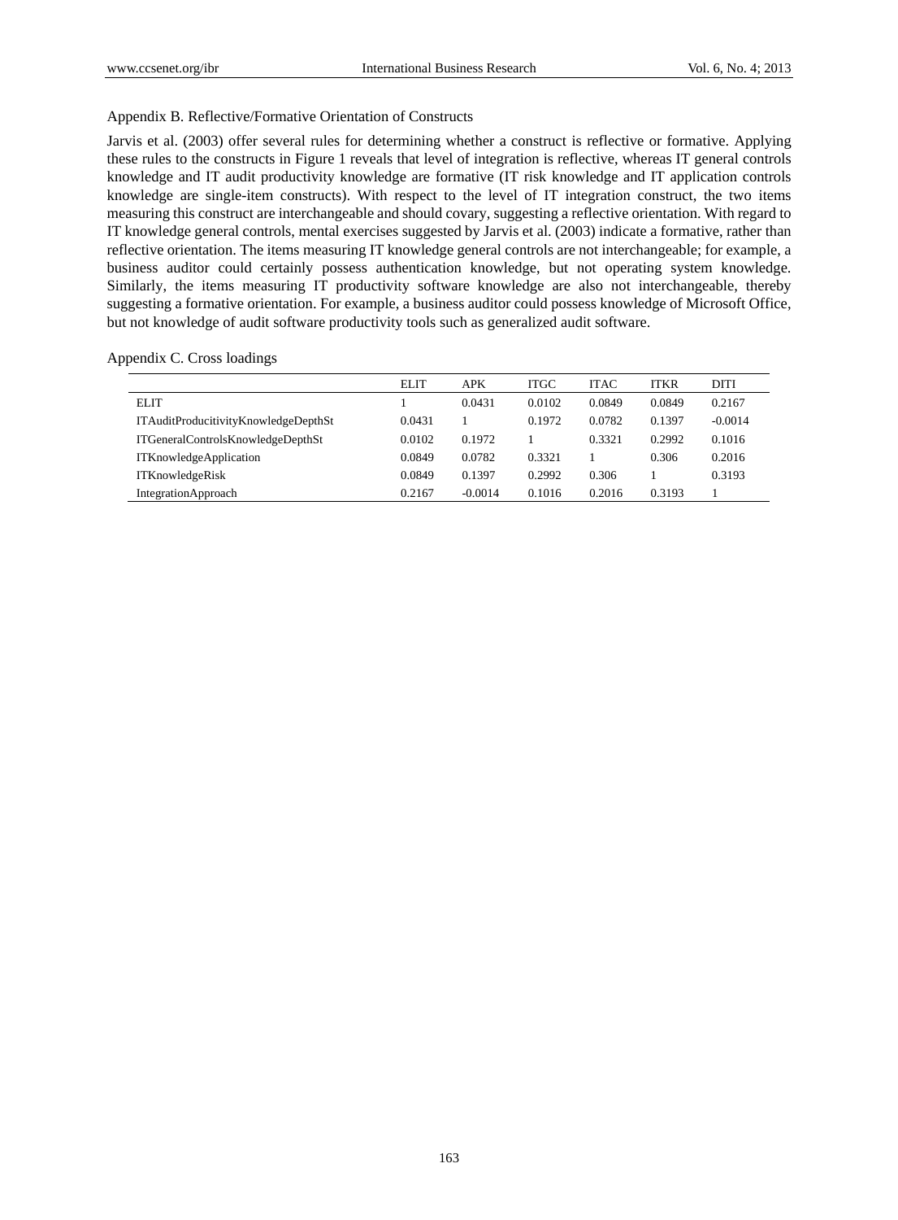Appendix B. Reflective/Formative Orientation of Constructs

Jarvis et al. (2003) offer several rules for determining whether a construct is reflective or formative. Applying these rules to the constructs in Figure 1 reveals that level of integration is reflective, whereas IT general controls knowledge and IT audit productivity knowledge are formative (IT risk knowledge and IT application controls knowledge are single-item constructs). With respect to the level of IT integration construct, the two items measuring this construct are interchangeable and should covary, suggesting a reflective orientation. With regard to IT knowledge general controls, mental exercises suggested by Jarvis et al. (2003) indicate a formative, rather than reflective orientation. The items measuring IT knowledge general controls are not interchangeable; for example, a business auditor could certainly possess authentication knowledge, but not operating system knowledge. Similarly, the items measuring IT productivity software knowledge are also not interchangeable, thereby suggesting a formative orientation. For example, a business auditor could possess knowledge of Microsoft Office, but not knowledge of audit software productivity tools such as generalized audit software.

Appendix C. Cross loadings

| | ELIT | APK | ITGC | ITAC | ITKR | DITI |
|---|---|---|---|---|---|---|
| ELIT | 1 | 0.0431 | 0.0102 | 0.0849 | 0.0849 | 0.2167 |
| ITAuditProducitivityKnowledgeDepthSt | 0.0431 | 1 | 0.1972 | 0.0782 | 0.1397 | -0.0014 |
| ITGeneralControlsKnowledgeDepthSt | 0.0102 | 0.1972 | 1 | 0.3321 | 0.2992 | 0.1016 |
| ITKnowledgeApplication | 0.0849 | 0.0782 | 0.3321 | 1 | 0.306 | 0.2016 |
| ITKnowledgeRisk | 0.0849 | 0.1397 | 0.2992 | 0.306 | 1 | 0.3193 |
| IntegrationApproach | 0.2167 | -0.0014 | 0.1016 | 0.2016 | 0.3193 | 1 |